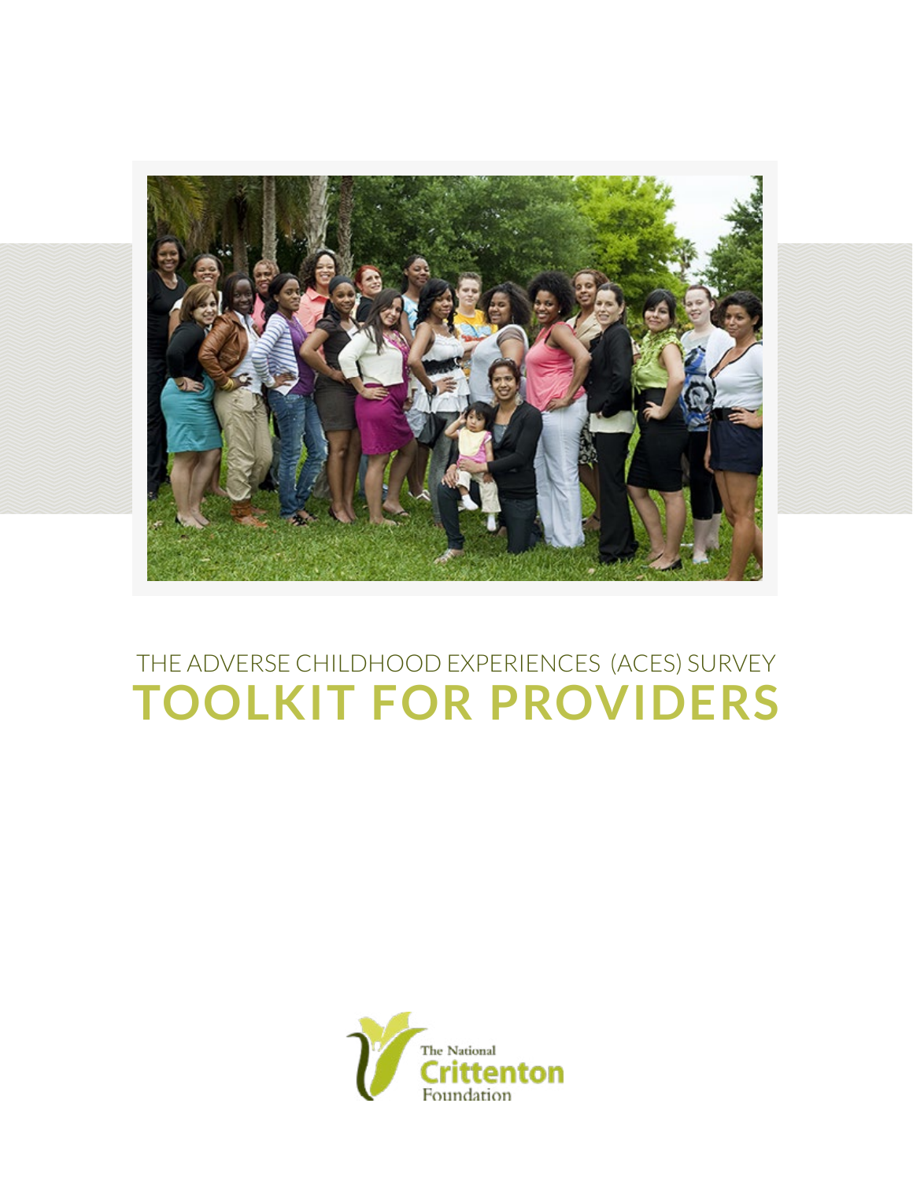THE ADVERSE CHILDHOOD EXPERIENCES (ACES) SURVEY

# TOOLKIT FOR PROVIDERS

The National Crittenton Foundation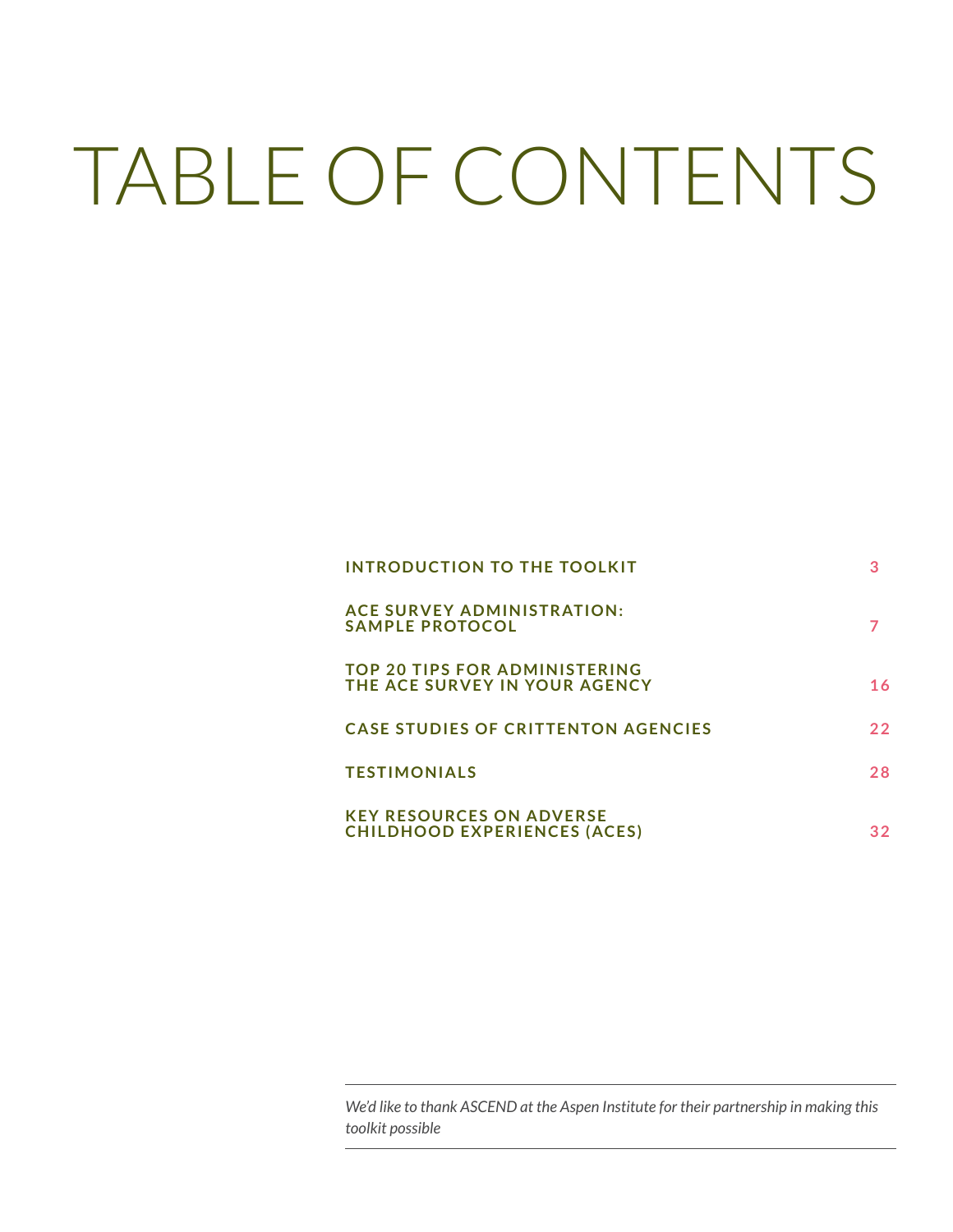# TABLE OF CONTENTS

| | |
|---|---|
| **INTRODUCTION TO THE TOOLKIT** | 3 |
| **ACE SURVEY ADMINISTRATION: SAMPLE PROTOCOL** | 7 |
| **TOP 20 TIPS FOR ADMINISTERING THE ACE SURVEY IN YOUR AGENCY** | 16 |
| **CASE STUDIES OF CRITTENTON AGENCIES** | 22 |
| **TESTIMONIALS** | 28 |
| **KEY RESOURCES ON ADVERSE CHILDHOOD EXPERIENCES (ACES)** | 32 |

*We'd like to thank ASCEND at the Aspen Institute for their partnership in making this toolkit possible*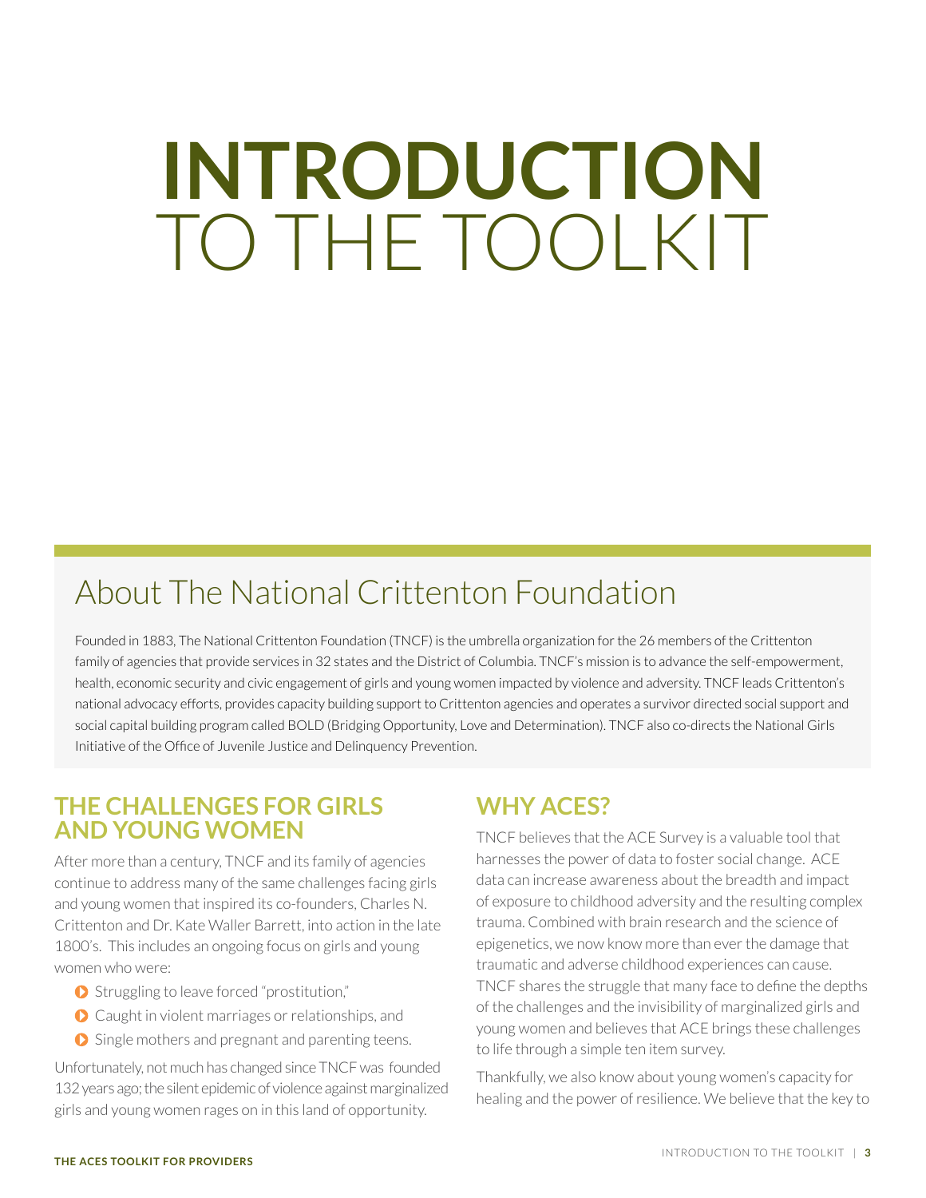# INTRODUCTION TO THE TOOLKIT

## About The National Crittenton Foundation

Founded in 1883, The National Crittenton Foundation (TNCF) is the umbrella organization for the 26 members of the Crittenton family of agencies that provide services in 32 states and the District of Columbia. TNCF's mission is to advance the self-empowerment, health, economic security and civic engagement of girls and young women impacted by violence and adversity. TNCF leads Crittenton's national advocacy efforts, provides capacity building support to Crittenton agencies and operates a survivor directed social support and social capital building program called BOLD (Bridging Opportunity, Love and Determination). TNCF also co-directs the National Girls Initiative of the Office of Juvenile Justice and Delinquency Prevention.

## THE CHALLENGES FOR GIRLS AND YOUNG WOMEN

After more than a century, TNCF and its family of agencies continue to address many of the same challenges facing girls and young women that inspired its co-founders, Charles N. Crittenton and Dr. Kate Waller Barrett, into action in the late 1800's. This includes an ongoing focus on girls and young women who were:

- Struggling to leave forced "prostitution,"
- Caught in violent marriages or relationships, and
- Single mothers and pregnant and parenting teens.

Unfortunately, not much has changed since TNCF was founded 132 years ago; the silent epidemic of violence against marginalized girls and young women rages on in this land of opportunity.

## WHY ACES?

TNCF believes that the ACE Survey is a valuable tool that harnesses the power of data to foster social change. ACE data can increase awareness about the breadth and impact of exposure to childhood adversity and the resulting complex trauma. Combined with brain research and the science of epigenetics, we now know more than ever the damage that traumatic and adverse childhood experiences can cause. TNCF shares the struggle that many face to define the depths of the challenges and the invisibility of marginalized girls and young women and believes that ACE brings these challenges to life through a simple ten item survey.

Thankfully, we also know about young women's capacity for healing and the power of resilience. We believe that the key to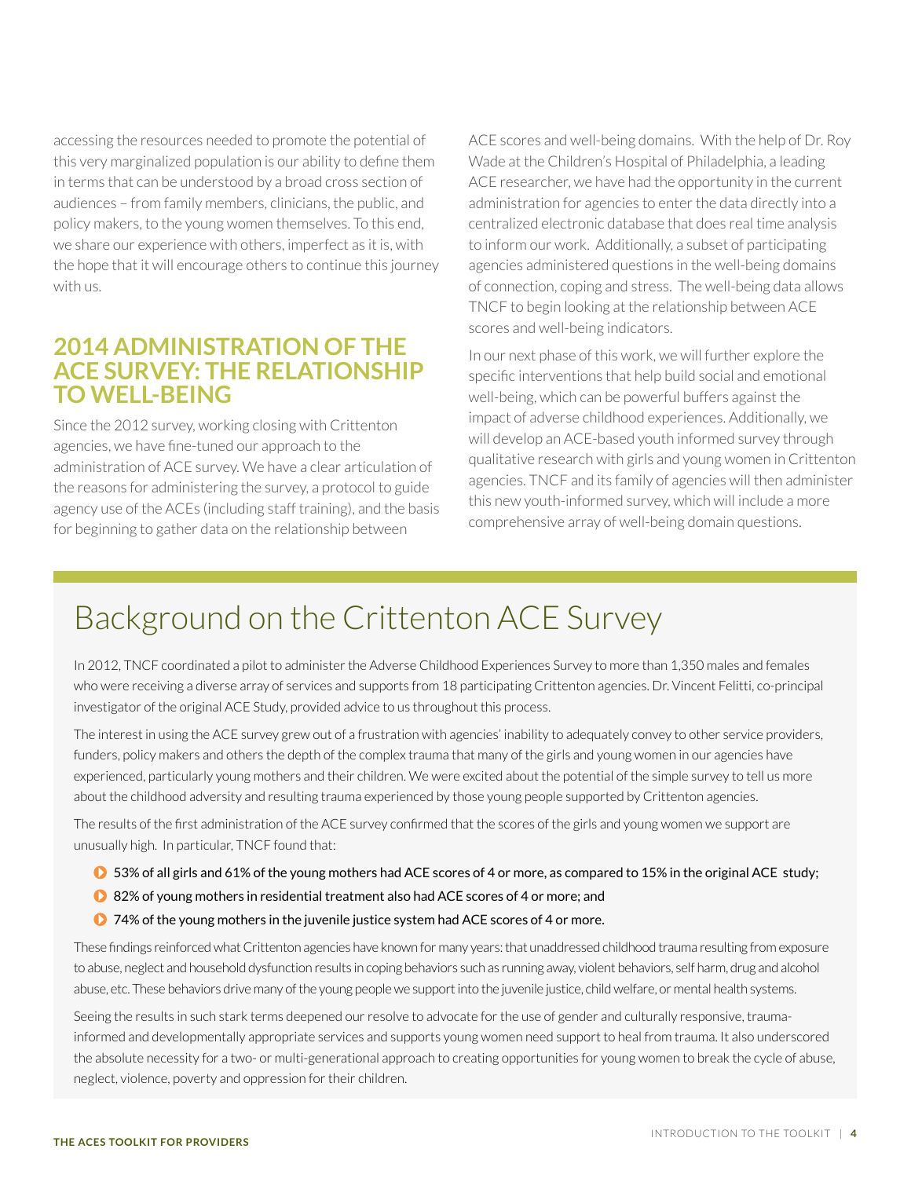accessing the resources needed to promote the potential of this very marginalized population is our ability to define them in terms that can be understood by a broad cross section of audiences – from family members, clinicians, the public, and policy makers, to the young women themselves. To this end, we share our experience with others, imperfect as it is, with the hope that it will encourage others to continue this journey with us.

## 2014 ADMINISTRATION OF THE ACE SURVEY: THE RELATIONSHIP TO WELL-BEING

Since the 2012 survey, working closing with Crittenton agencies, we have fine-tuned our approach to the administration of ACE survey. We have a clear articulation of the reasons for administering the survey, a protocol to guide agency use of the ACEs (including staff training), and the basis for beginning to gather data on the relationship between ACE scores and well-being domains. With the help of Dr. Roy Wade at the Children's Hospital of Philadelphia, a leading ACE researcher, we have had the opportunity in the current administration for agencies to enter the data directly into a centralized electronic database that does real time analysis to inform our work. Additionally, a subset of participating agencies administered questions in the well-being domains of connection, coping and stress. The well-being data allows TNCF to begin looking at the relationship between ACE scores and well-being indicators.

In our next phase of this work, we will further explore the specific interventions that help build social and emotional well-being, which can be powerful buffers against the impact of adverse childhood experiences. Additionally, we will develop an ACE-based youth informed survey through qualitative research with girls and young women in Crittenton agencies. TNCF and its family of agencies will then administer this new youth-informed survey, which will include a more comprehensive array of well-being domain questions.

## Background on the Crittenton ACE Survey

In 2012, TNCF coordinated a pilot to administer the Adverse Childhood Experiences Survey to more than 1,350 males and females who were receiving a diverse array of services and supports from 18 participating Crittenton agencies. Dr. Vincent Felitti, co-principal investigator of the original ACE Study, provided advice to us throughout this process.

The interest in using the ACE survey grew out of a frustration with agencies' inability to adequately convey to other service providers, funders, policy makers and others the depth of the complex trauma that many of the girls and young women in our agencies have experienced, particularly young mothers and their children. We were excited about the potential of the simple survey to tell us more about the childhood adversity and resulting trauma experienced by those young people supported by Crittenton agencies.

The results of the first administration of the ACE survey confirmed that the scores of the girls and young women we support are unusually high. In particular, TNCF found that:

- 53% of all girls and 61% of the young mothers had ACE scores of 4 or more, as compared to 15% in the original ACE study;
- 82% of young mothers in residential treatment also had ACE scores of 4 or more; and
- 74% of the young mothers in the juvenile justice system had ACE scores of 4 or more.

These findings reinforced what Crittenton agencies have known for many years: that unaddressed childhood trauma resulting from exposure to abuse, neglect and household dysfunction results in coping behaviors such as running away, violent behaviors, self harm, drug and alcohol abuse, etc. These behaviors drive many of the young people we support into the juvenile justice, child welfare, or mental health systems.

Seeing the results in such stark terms deepened our resolve to advocate for the use of gender and culturally responsive, trauma-informed and developmentally appropriate services and supports young women need support to heal from trauma. It also underscored the absolute necessity for a two- or multi-generational approach to creating opportunities for young women to break the cycle of abuse, neglect, violence, poverty and oppression for their children.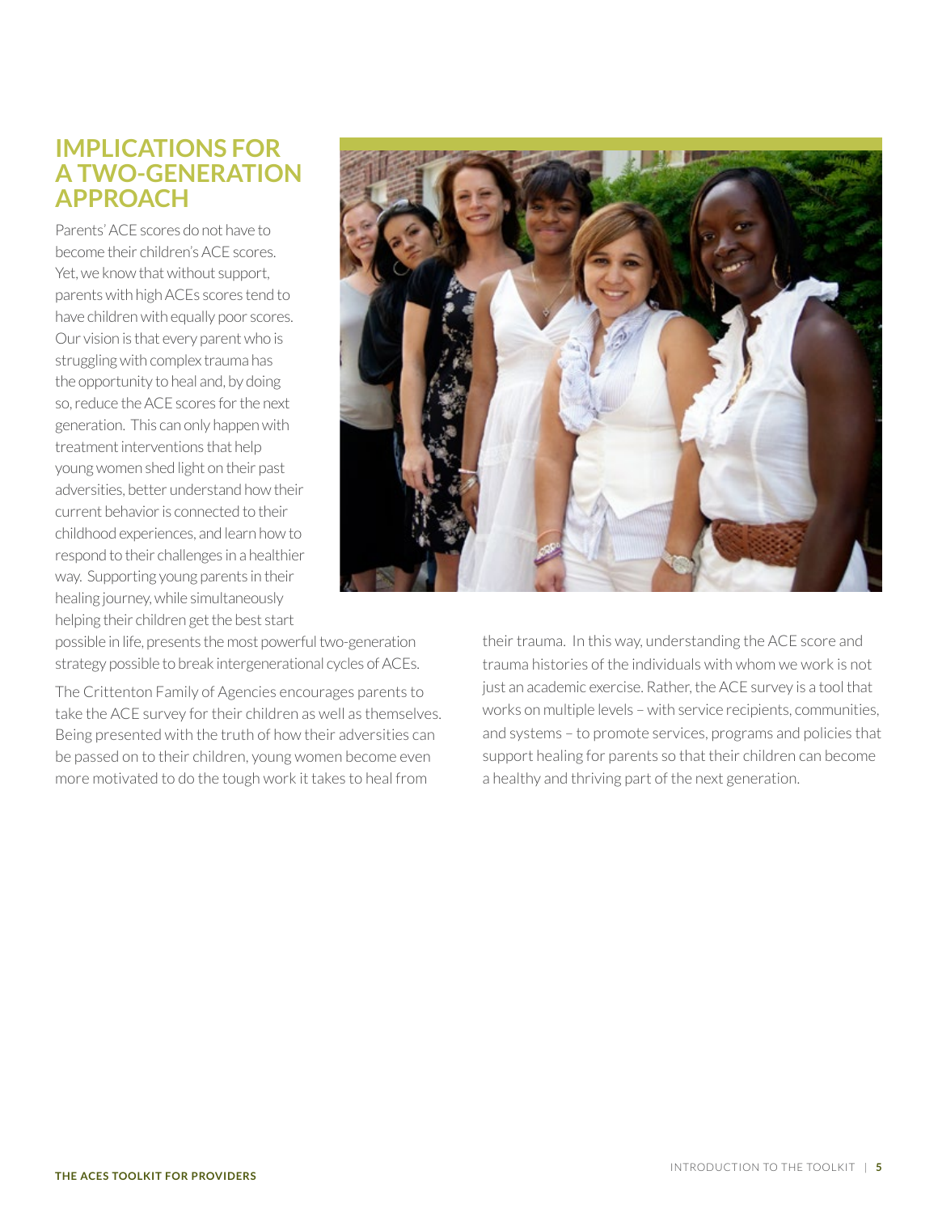## IMPLICATIONS FOR A TWO-GENERATION APPROACH

Parents' ACE scores do not have to become their children's ACE scores. Yet, we know that without support, parents with high ACEs scores tend to have children with equally poor scores. Our vision is that every parent who is struggling with complex trauma has the opportunity to heal and, by doing so, reduce the ACE scores for the next generation. This can only happen with treatment interventions that help young women shed light on their past adversities, better understand how their current behavior is connected to their childhood experiences, and learn how to respond to their challenges in a healthier way. Supporting young parents in their healing journey, while simultaneously helping their children get the best start possible in life, presents the most powerful two-generation strategy possible to break intergenerational cycles of ACEs.

The Crittenton Family of Agencies encourages parents to take the ACE survey for their children as well as themselves. Being presented with the truth of how their adversities can be passed on to their children, young women become even more motivated to do the tough work it takes to heal from their trauma. In this way, understanding the ACE score and trauma histories of the individuals with whom we work is not just an academic exercise. Rather, the ACE survey is a tool that works on multiple levels – with service recipients, communities, and systems – to promote services, programs and policies that support healing for parents so that their children can become a healthy and thriving part of the next generation.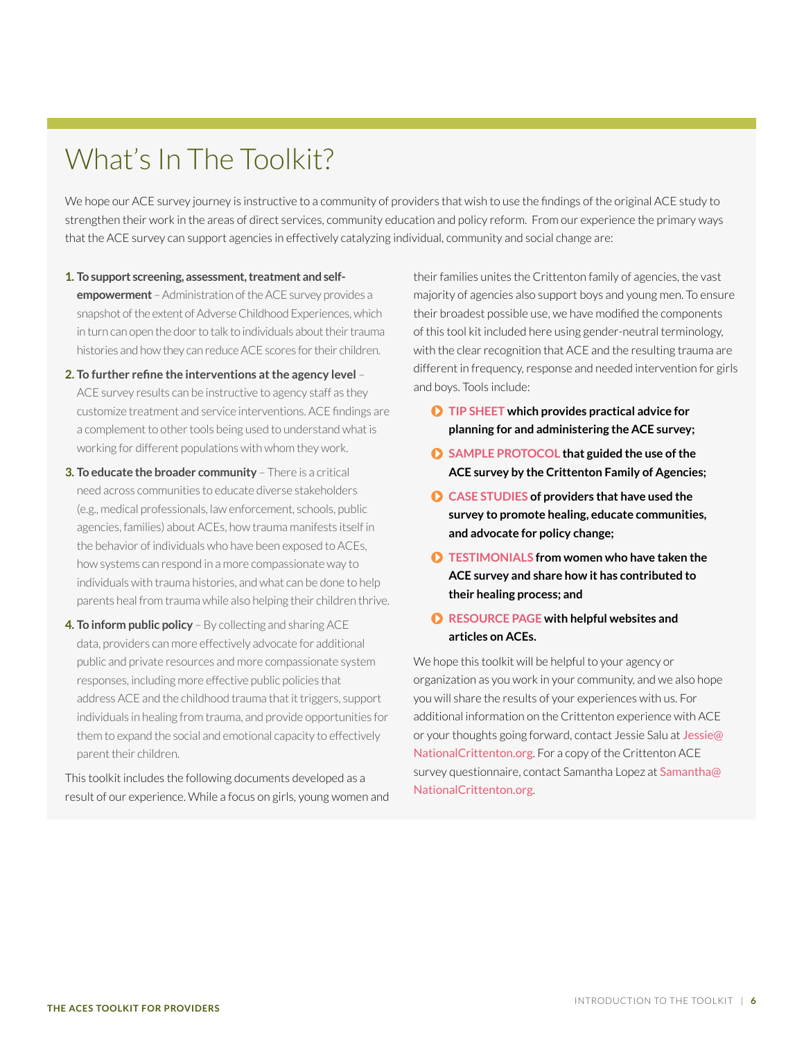# What's In The Toolkit?

We hope our ACE survey journey is instructive to a community of providers that wish to use the findings of the original ACE study to strengthen their work in the areas of direct services, community education and policy reform. From our experience the primary ways that the ACE survey can support agencies in effectively catalyzing individual, community and social change are:

1. **To support screening, assessment, treatment and self-empowerment** – Administration of the ACE survey provides a snapshot of the extent of Adverse Childhood Experiences, which in turn can open the door to talk to individuals about their trauma histories and how they can reduce ACE scores for their children.
2. **To further refine the interventions at the agency level** – ACE survey results can be instructive to agency staff as they customize treatment and service interventions. ACE findings are a complement to other tools being used to understand what is working for different populations with whom they work.
3. **To educate the broader community** – There is a critical need across communities to educate diverse stakeholders (e.g., medical professionals, law enforcement, schools, public agencies, families) about ACEs, how trauma manifests itself in the behavior of individuals who have been exposed to ACEs, how systems can respond in a more compassionate way to individuals with trauma histories, and what can be done to help parents heal from trauma while also helping their children thrive.
4. **To inform public policy** – By collecting and sharing ACE data, providers can more effectively advocate for additional public and private resources and more compassionate system responses, including more effective public policies that address ACE and the childhood trauma that it triggers, support individuals in healing from trauma, and provide opportunities for them to expand the social and emotional capacity to effectively parent their children.

This toolkit includes the following documents developed as a result of our experience. While a focus on girls, young women and their families unites the Crittenton family of agencies, the vast majority of agencies also support boys and young men. To ensure their broadest possible use, we have modified the components of this tool kit included here using gender-neutral terminology, with the clear recognition that ACE and the resulting trauma are different in frequency, response and needed intervention for girls and boys. Tools include:

- **TIP SHEET which provides practical advice for planning for and administering the ACE survey;**
- **SAMPLE PROTOCOL that guided the use of the ACE survey by the Crittenton Family of Agencies;**
- **CASE STUDIES of providers that have used the survey to promote healing, educate communities, and advocate for policy change;**
- **TESTIMONIALS from women who have taken the ACE survey and share how it has contributed to their healing process; and**
- **RESOURCE PAGE with helpful websites and articles on ACEs.**

We hope this toolkit will be helpful to your agency or organization as you work in your community, and we also hope you will share the results of your experiences with us. For additional information on the Crittenton experience with ACE or your thoughts going forward, contact Jessie Salu at Jessie@NationalCrittenton.org. For a copy of the Crittenton ACE survey questionnaire, contact Samantha Lopez at Samantha@NationalCrittenton.org.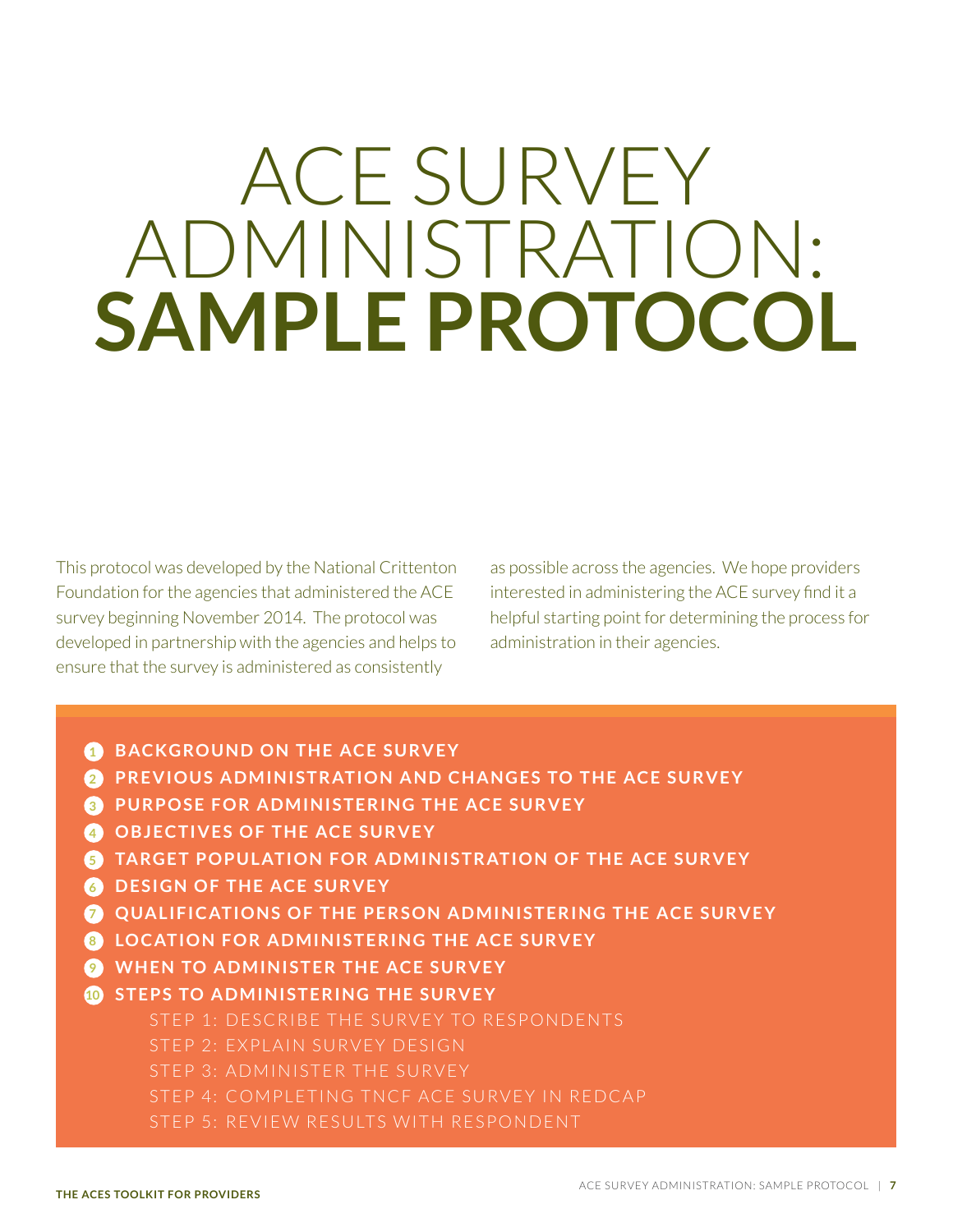# ACE SURVEY ADMINISTRATION: **SAMPLE PROTOCOL**

This protocol was developed by the National Crittenton Foundation for the agencies that administered the ACE survey beginning November 2014. The protocol was developed in partnership with the agencies and helps to ensure that the survey is administered as consistently as possible across the agencies. We hope providers interested in administering the ACE survey find it a helpful starting point for determining the process for administration in their agencies.

1. **BACKGROUND ON THE ACE SURVEY**
2. **PREVIOUS ADMINISTRATION AND CHANGES TO THE ACE SURVEY**
3. **PURPOSE FOR ADMINISTERING THE ACE SURVEY**
4. **OBJECTIVES OF THE ACE SURVEY**
5. **TARGET POPULATION FOR ADMINISTRATION OF THE ACE SURVEY**
6. **DESIGN OF THE ACE SURVEY**
7. **QUALIFICATIONS OF THE PERSON ADMINISTERING THE ACE SURVEY**
8. **LOCATION FOR ADMINISTERING THE ACE SURVEY**
9. **WHEN TO ADMINISTER THE ACE SURVEY**
10. **STEPS TO ADMINISTERING THE SURVEY**
    - STEP 1: DESCRIBE THE SURVEY TO RESPONDENTS
    - STEP 2: EXPLAIN SURVEY DESIGN
    - STEP 3: ADMINISTER THE SURVEY
    - STEP 4: COMPLETING TNCF ACE SURVEY IN REDCAP
    - STEP 5: REVIEW RESULTS WITH RESPONDENT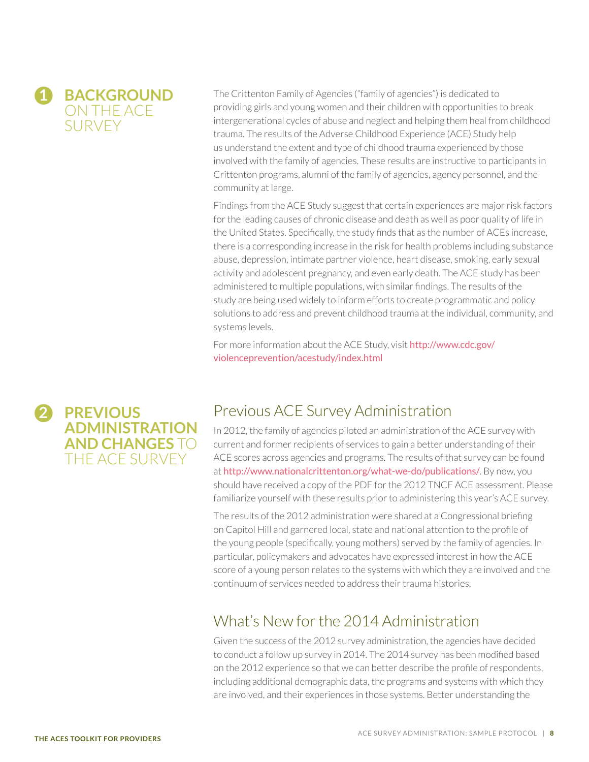# 1 BACKGROUND ON THE ACE SURVEY

The Crittenton Family of Agencies ("family of agencies") is dedicated to providing girls and young women and their children with opportunities to break intergenerational cycles of abuse and neglect and helping them heal from childhood trauma. The results of the Adverse Childhood Experience (ACE) Study help us understand the extent and type of childhood trauma experienced by those involved with the family of agencies. These results are instructive to participants in Crittenton programs, alumni of the family of agencies, agency personnel, and the community at large.

Findings from the ACE Study suggest that certain experiences are major risk factors for the leading causes of chronic disease and death as well as poor quality of life in the United States. Specifically, the study finds that as the number of ACEs increase, there is a corresponding increase in the risk for health problems including substance abuse, depression, intimate partner violence, heart disease, smoking, early sexual activity and adolescent pregnancy, and even early death. The ACE study has been administered to multiple populations, with similar findings. The results of the study are being used widely to inform efforts to create programmatic and policy solutions to address and prevent childhood trauma at the individual, community, and systems levels.

For more information about the ACE Study, visit http://www.cdc.gov/violenceprevention/acestudy/index.html

# 2 PREVIOUS ADMINISTRATION AND CHANGES TO THE ACE SURVEY

## Previous ACE Survey Administration

In 2012, the family of agencies piloted an administration of the ACE survey with current and former recipients of services to gain a better understanding of their ACE scores across agencies and programs. The results of that survey can be found at http://www.nationalcrittenton.org/what-we-do/publications/. By now, you should have received a copy of the PDF for the 2012 TNCF ACE assessment. Please familiarize yourself with these results prior to administering this year's ACE survey.

The results of the 2012 administration were shared at a Congressional briefing on Capitol Hill and garnered local, state and national attention to the profile of the young people (specifically, young mothers) served by the family of agencies. In particular, policymakers and advocates have expressed interest in how the ACE score of a young person relates to the systems with which they are involved and the continuum of services needed to address their trauma histories.

## What's New for the 2014 Administration

Given the success of the 2012 survey administration, the agencies have decided to conduct a follow up survey in 2014. The 2014 survey has been modified based on the 2012 experience so that we can better describe the profile of respondents, including additional demographic data, the programs and systems with which they are involved, and their experiences in those systems. Better understanding the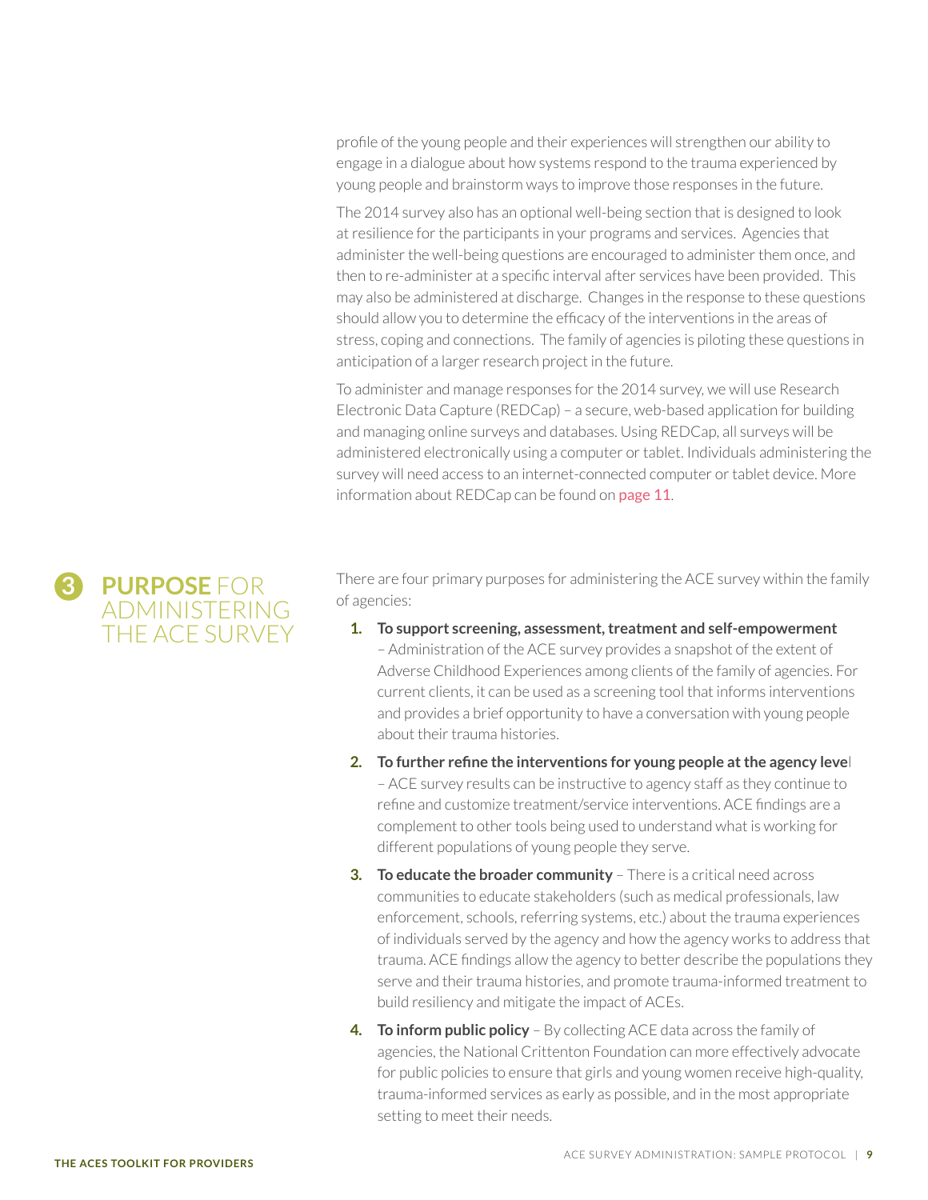profile of the young people and their experiences will strengthen our ability to engage in a dialogue about how systems respond to the trauma experienced by young people and brainstorm ways to improve those responses in the future.

The 2014 survey also has an optional well-being section that is designed to look at resilience for the participants in your programs and services. Agencies that administer the well-being questions are encouraged to administer them once, and then to re-administer at a specific interval after services have been provided. This may also be administered at discharge. Changes in the response to these questions should allow you to determine the efficacy of the interventions in the areas of stress, coping and connections. The family of agencies is piloting these questions in anticipation of a larger research project in the future.

To administer and manage responses for the 2014 survey, we will use Research Electronic Data Capture (REDCap) – a secure, web-based application for building and managing online surveys and databases. Using REDCap, all surveys will be administered electronically using a computer or tablet. Individuals administering the survey will need access to an internet-connected computer or tablet device. More information about REDCap can be found on page 11.

## 3 PURPOSE FOR ADMINISTERING THE ACE SURVEY

There are four primary purposes for administering the ACE survey within the family of agencies:

1. **To support screening, assessment, treatment and self-empowerment** – Administration of the ACE survey provides a snapshot of the extent of Adverse Childhood Experiences among clients of the family of agencies. For current clients, it can be used as a screening tool that informs interventions and provides a brief opportunity to have a conversation with young people about their trauma histories.
2. **To further refine the interventions for young people at the agency level** – ACE survey results can be instructive to agency staff as they continue to refine and customize treatment/service interventions. ACE findings are a complement to other tools being used to understand what is working for different populations of young people they serve.
3. **To educate the broader community** – There is a critical need across communities to educate stakeholders (such as medical professionals, law enforcement, schools, referring systems, etc.) about the trauma experiences of individuals served by the agency and how the agency works to address that trauma. ACE findings allow the agency to better describe the populations they serve and their trauma histories, and promote trauma-informed treatment to build resiliency and mitigate the impact of ACEs.
4. **To inform public policy** – By collecting ACE data across the family of agencies, the National Crittenton Foundation can more effectively advocate for public policies to ensure that girls and young women receive high-quality, trauma-informed services as early as possible, and in the most appropriate setting to meet their needs.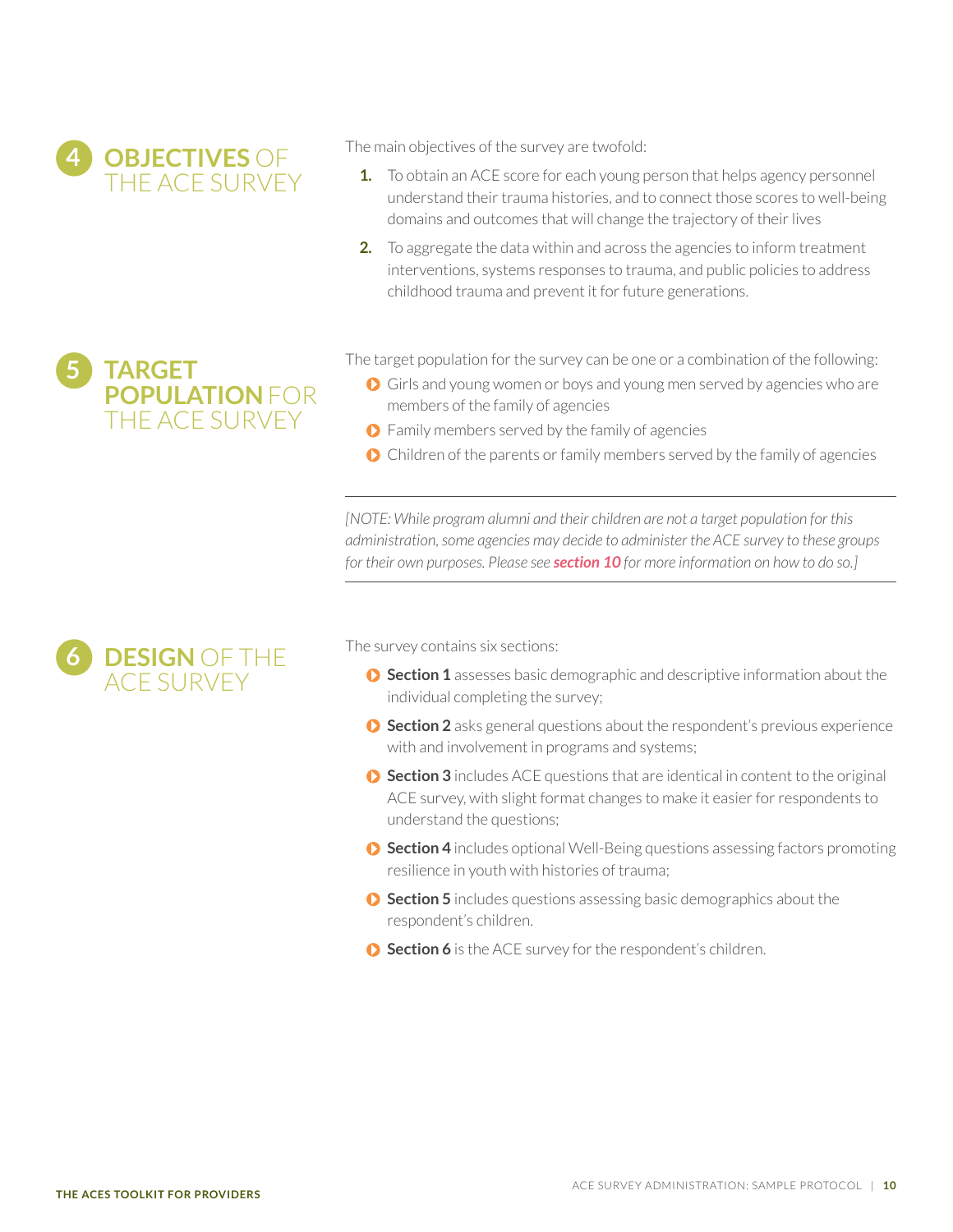## 4 OBJECTIVES OF THE ACE SURVEY

The main objectives of the survey are twofold:

1. To obtain an ACE score for each young person that helps agency personnel understand their trauma histories, and to connect those scores to well-being domains and outcomes that will change the trajectory of their lives
2. To aggregate the data within and across the agencies to inform treatment interventions, systems responses to trauma, and public policies to address childhood trauma and prevent it for future generations.

## 5 TARGET POPULATION FOR THE ACE SURVEY

The target population for the survey can be one or a combination of the following:

- Girls and young women or boys and young men served by agencies who are members of the family of agencies
- Family members served by the family of agencies
- Children of the parents or family members served by the family of agencies

*[NOTE: While program alumni and their children are not a target population for this administration, some agencies may decide to administer the ACE survey to these groups for their own purposes. Please see **section 10** for more information on how to do so.]*

## 6 DESIGN OF THE ACE SURVEY

The survey contains six sections:

- **Section 1** assesses basic demographic and descriptive information about the individual completing the survey;
- **Section 2** asks general questions about the respondent's previous experience with and involvement in programs and systems;
- **Section 3** includes ACE questions that are identical in content to the original ACE survey, with slight format changes to make it easier for respondents to understand the questions;
- **Section 4** includes optional Well-Being questions assessing factors promoting resilience in youth with histories of trauma;
- **Section 5** includes questions assessing basic demographics about the respondent's children.
- **Section 6** is the ACE survey for the respondent's children.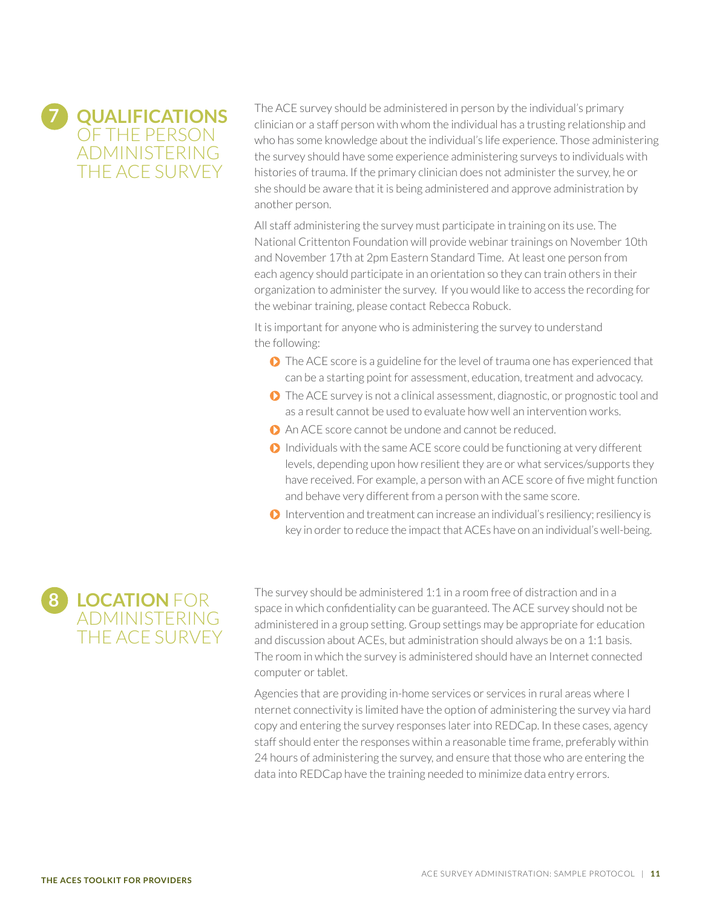## 7 QUALIFICATIONS OF THE PERSON ADMINISTERING THE ACE SURVEY

The ACE survey should be administered in person by the individual's primary clinician or a staff person with whom the individual has a trusting relationship and who has some knowledge about the individual's life experience. Those administering the survey should have some experience administering surveys to individuals with histories of trauma. If the primary clinician does not administer the survey, he or she should be aware that it is being administered and approve administration by another person.

All staff administering the survey must participate in training on its use. The National Crittenton Foundation will provide webinar trainings on November 10th and November 17th at 2pm Eastern Standard Time. At least one person from each agency should participate in an orientation so they can train others in their organization to administer the survey. If you would like to access the recording for the webinar training, please contact Rebecca Robuck.

It is important for anyone who is administering the survey to understand the following:

- The ACE score is a guideline for the level of trauma one has experienced that can be a starting point for assessment, education, treatment and advocacy.
- The ACE survey is not a clinical assessment, diagnostic, or prognostic tool and as a result cannot be used to evaluate how well an intervention works.
- An ACE score cannot be undone and cannot be reduced.
- Individuals with the same ACE score could be functioning at very different levels, depending upon how resilient they are or what services/supports they have received. For example, a person with an ACE score of five might function and behave very different from a person with the same score.
- Intervention and treatment can increase an individual's resiliency; resiliency is key in order to reduce the impact that ACEs have on an individual's well-being.

## 8 LOCATION FOR ADMINISTERING THE ACE SURVEY

The survey should be administered 1:1 in a room free of distraction and in a space in which confidentiality can be guaranteed. The ACE survey should not be administered in a group setting. Group settings may be appropriate for education and discussion about ACEs, but administration should always be on a 1:1 basis. The room in which the survey is administered should have an Internet connected computer or tablet.

Agencies that are providing in-home services or services in rural areas where Internet connectivity is limited have the option of administering the survey via hard copy and entering the survey responses later into REDCap. In these cases, agency staff should enter the responses within a reasonable time frame, preferably within 24 hours of administering the survey, and ensure that those who are entering the data into REDCap have the training needed to minimize data entry errors.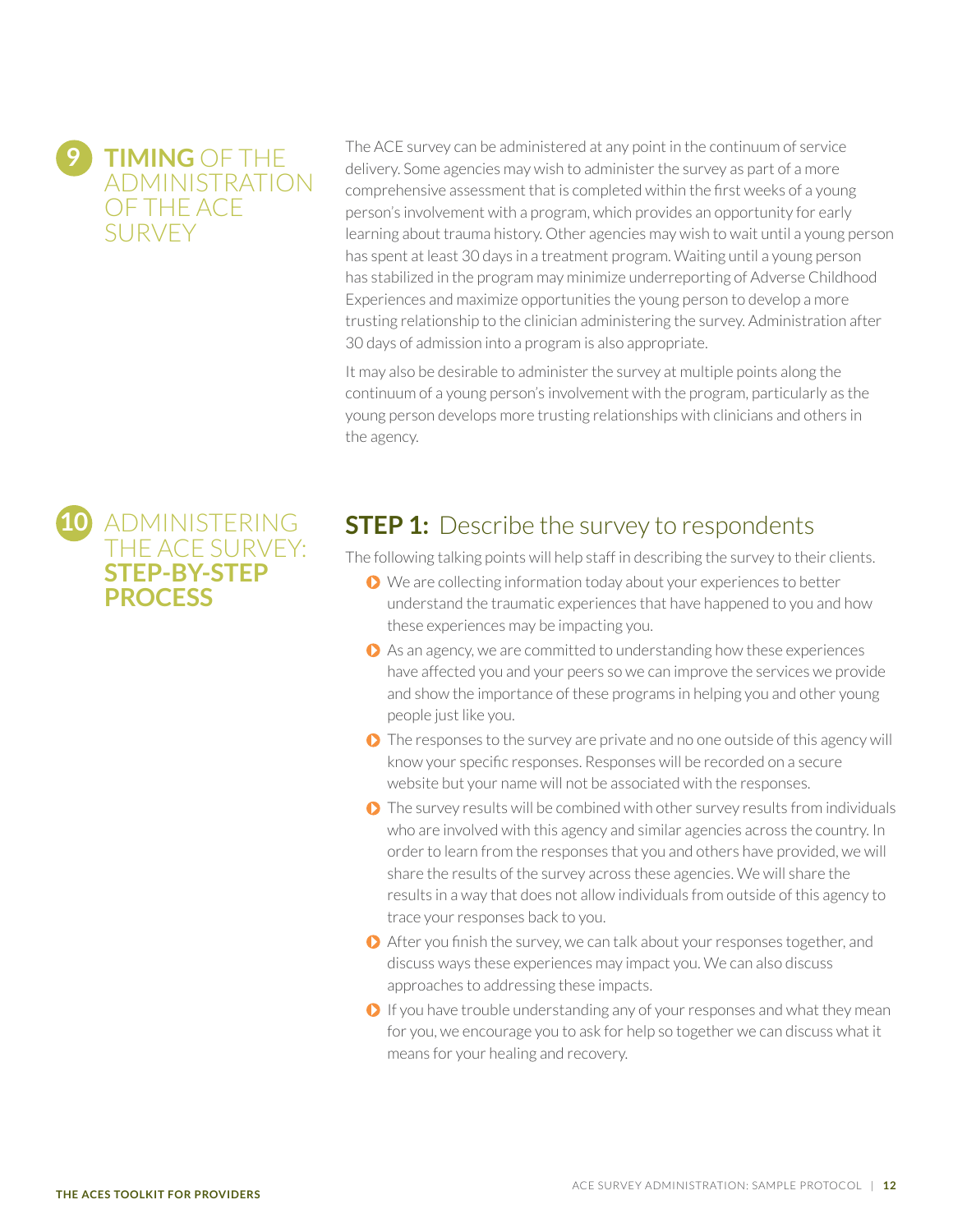## 9 TIMING OF THE ADMINISTRATION OF THE ACE SURVEY

The ACE survey can be administered at any point in the continuum of service delivery. Some agencies may wish to administer the survey as part of a more comprehensive assessment that is completed within the first weeks of a young person's involvement with a program, which provides an opportunity for early learning about trauma history. Other agencies may wish to wait until a young person has spent at least 30 days in a treatment program. Waiting until a young person has stabilized in the program may minimize underreporting of Adverse Childhood Experiences and maximize opportunities the young person to develop a more trusting relationship to the clinician administering the survey. Administration after 30 days of admission into a program is also appropriate.

It may also be desirable to administer the survey at multiple points along the continuum of a young person's involvement with the program, particularly as the young person develops more trusting relationships with clinicians and others in the agency.

## 10 ADMINISTERING THE ACE SURVEY: STEP-BY-STEP PROCESS

### STEP 1: Describe the survey to respondents

The following talking points will help staff in describing the survey to their clients.

- We are collecting information today about your experiences to better understand the traumatic experiences that have happened to you and how these experiences may be impacting you.
- As an agency, we are committed to understanding how these experiences have affected you and your peers so we can improve the services we provide and show the importance of these programs in helping you and other young people just like you.
- The responses to the survey are private and no one outside of this agency will know your specific responses. Responses will be recorded on a secure website but your name will not be associated with the responses.
- The survey results will be combined with other survey results from individuals who are involved with this agency and similar agencies across the country. In order to learn from the responses that you and others have provided, we will share the results of the survey across these agencies. We will share the results in a way that does not allow individuals from outside of this agency to trace your responses back to you.
- After you finish the survey, we can talk about your responses together, and discuss ways these experiences may impact you. We can also discuss approaches to addressing these impacts.
- If you have trouble understanding any of your responses and what they mean for you, we encourage you to ask for help so together we can discuss what it means for your healing and recovery.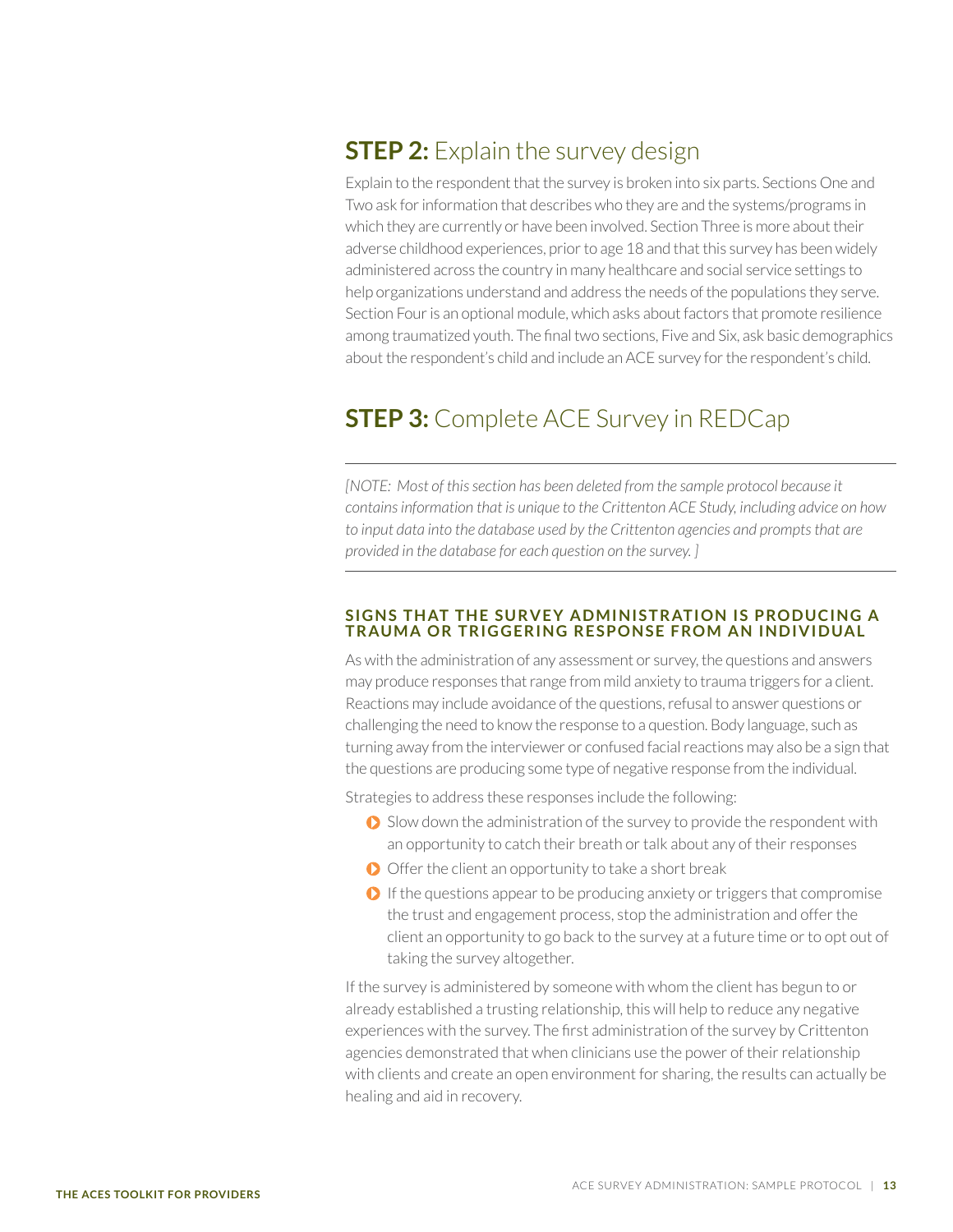## **STEP 2:** Explain the survey design

Explain to the respondent that the survey is broken into six parts. Sections One and Two ask for information that describes who they are and the systems/programs in which they are currently or have been involved. Section Three is more about their adverse childhood experiences, prior to age 18 and that this survey has been widely administered across the country in many healthcare and social service settings to help organizations understand and address the needs of the populations they serve. Section Four is an optional module, which asks about factors that promote resilience among traumatized youth. The final two sections, Five and Six, ask basic demographics about the respondent's child and include an ACE survey for the respondent's child.

## **STEP 3:** Complete ACE Survey in REDCap

---

*[NOTE: Most of this section has been deleted from the sample protocol because it contains information that is unique to the Crittenton ACE Study, including advice on how to input data into the database used by the Crittenton agencies and prompts that are provided in the database for each question on the survey. ]*

---

### SIGNS THAT THE SURVEY ADMINISTRATION IS PRODUCING A TRAUMA OR TRIGGERING RESPONSE FROM AN INDIVIDUAL

As with the administration of any assessment or survey, the questions and answers may produce responses that range from mild anxiety to trauma triggers for a client. Reactions may include avoidance of the questions, refusal to answer questions or challenging the need to know the response to a question. Body language, such as turning away from the interviewer or confused facial reactions may also be a sign that the questions are producing some type of negative response from the individual.

Strategies to address these responses include the following:

- Slow down the administration of the survey to provide the respondent with an opportunity to catch their breath or talk about any of their responses
- Offer the client an opportunity to take a short break
- If the questions appear to be producing anxiety or triggers that compromise the trust and engagement process, stop the administration and offer the client an opportunity to go back to the survey at a future time or to opt out of taking the survey altogether.

If the survey is administered by someone with whom the client has begun to or already established a trusting relationship, this will help to reduce any negative experiences with the survey. The first administration of the survey by Crittenton agencies demonstrated that when clinicians use the power of their relationship with clients and create an open environment for sharing, the results can actually be healing and aid in recovery.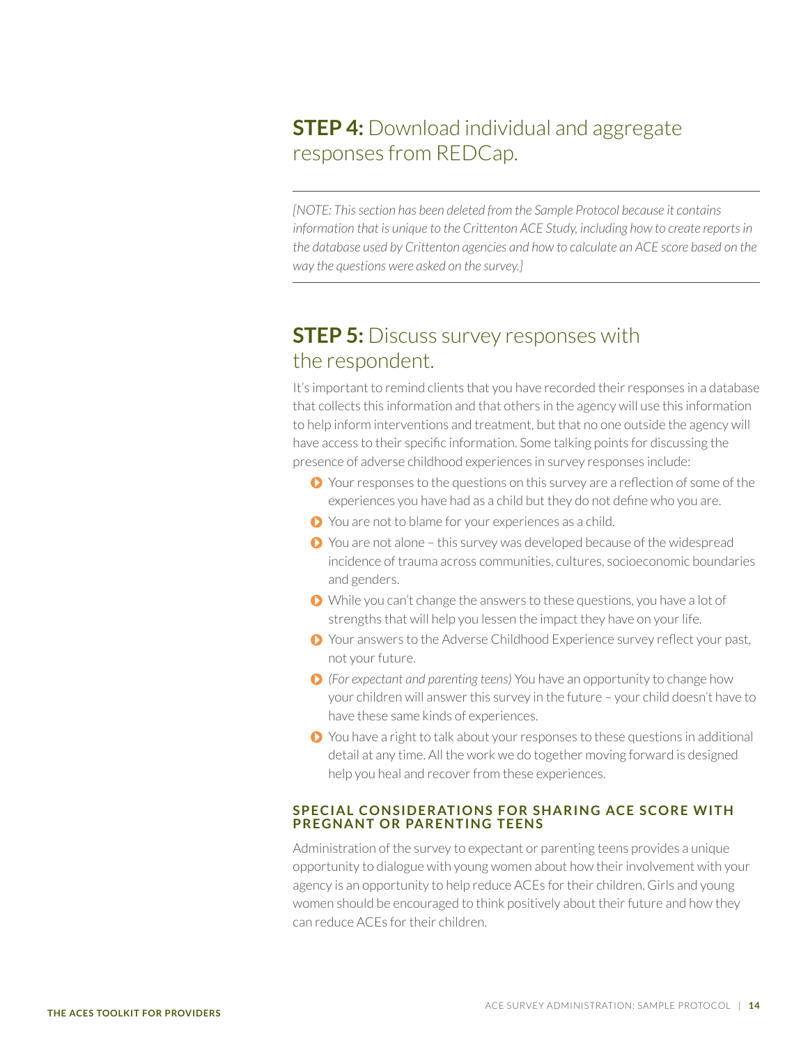## **STEP 4:** Download individual and aggregate responses from REDCap.

---

*[NOTE: This section has been deleted from the Sample Protocol because it contains information that is unique to the Crittenton ACE Study, including how to create reports in the database used by Crittenton agencies and how to calculate an ACE score based on the way the questions were asked on the survey.]*

---

## **STEP 5:** Discuss survey responses with the respondent.

It's important to remind clients that you have recorded their responses in a database that collects this information and that others in the agency will use this information to help inform interventions and treatment, but that no one outside the agency will have access to their specific information. Some talking points for discussing the presence of adverse childhood experiences in survey responses include:

- Your responses to the questions on this survey are a reflection of some of the experiences you have had as a child but they do not define who you are.
- You are not to blame for your experiences as a child.
- You are not alone – this survey was developed because of the widespread incidence of trauma across communities, cultures, socioeconomic boundaries and genders.
- While you can't change the answers to these questions, you have a lot of strengths that will help you lessen the impact they have on your life.
- Your answers to the Adverse Childhood Experience survey reflect your past, not your future.
- *(For expectant and parenting teens)* You have an opportunity to change how your children will answer this survey in the future – your child doesn't have to have these same kinds of experiences.
- You have a right to talk about your responses to these questions in additional detail at any time. All the work we do together moving forward is designed help you heal and recover from these experiences.

### SPECIAL CONSIDERATIONS FOR SHARING ACE SCORE WITH PREGNANT OR PARENTING TEENS

Administration of the survey to expectant or parenting teens provides a unique opportunity to dialogue with young women about how their involvement with your agency is an opportunity to help reduce ACEs for their children. Girls and young women should be encouraged to think positively about their future and how they can reduce ACEs for their children.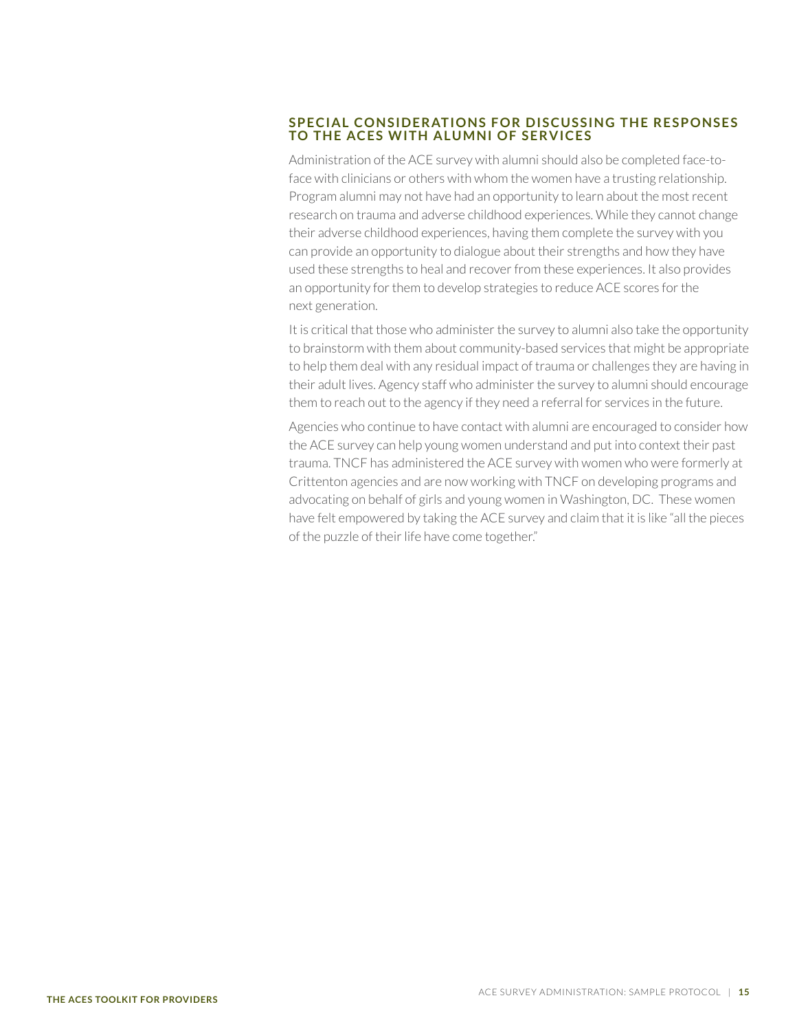## SPECIAL CONSIDERATIONS FOR DISCUSSING THE RESPONSES TO THE ACES WITH ALUMNI OF SERVICES

Administration of the ACE survey with alumni should also be completed face-to-face with clinicians or others with whom the women have a trusting relationship. Program alumni may not have had an opportunity to learn about the most recent research on trauma and adverse childhood experiences. While they cannot change their adverse childhood experiences, having them complete the survey with you can provide an opportunity to dialogue about their strengths and how they have used these strengths to heal and recover from these experiences. It also provides an opportunity for them to develop strategies to reduce ACE scores for the next generation.

It is critical that those who administer the survey to alumni also take the opportunity to brainstorm with them about community-based services that might be appropriate to help them deal with any residual impact of trauma or challenges they are having in their adult lives. Agency staff who administer the survey to alumni should encourage them to reach out to the agency if they need a referral for services in the future.

Agencies who continue to have contact with alumni are encouraged to consider how the ACE survey can help young women understand and put into context their past trauma. TNCF has administered the ACE survey with women who were formerly at Crittenton agencies and are now working with TNCF on developing programs and advocating on behalf of girls and young women in Washington, DC. These women have felt empowered by taking the ACE survey and claim that it is like "all the pieces of the puzzle of their life have come together."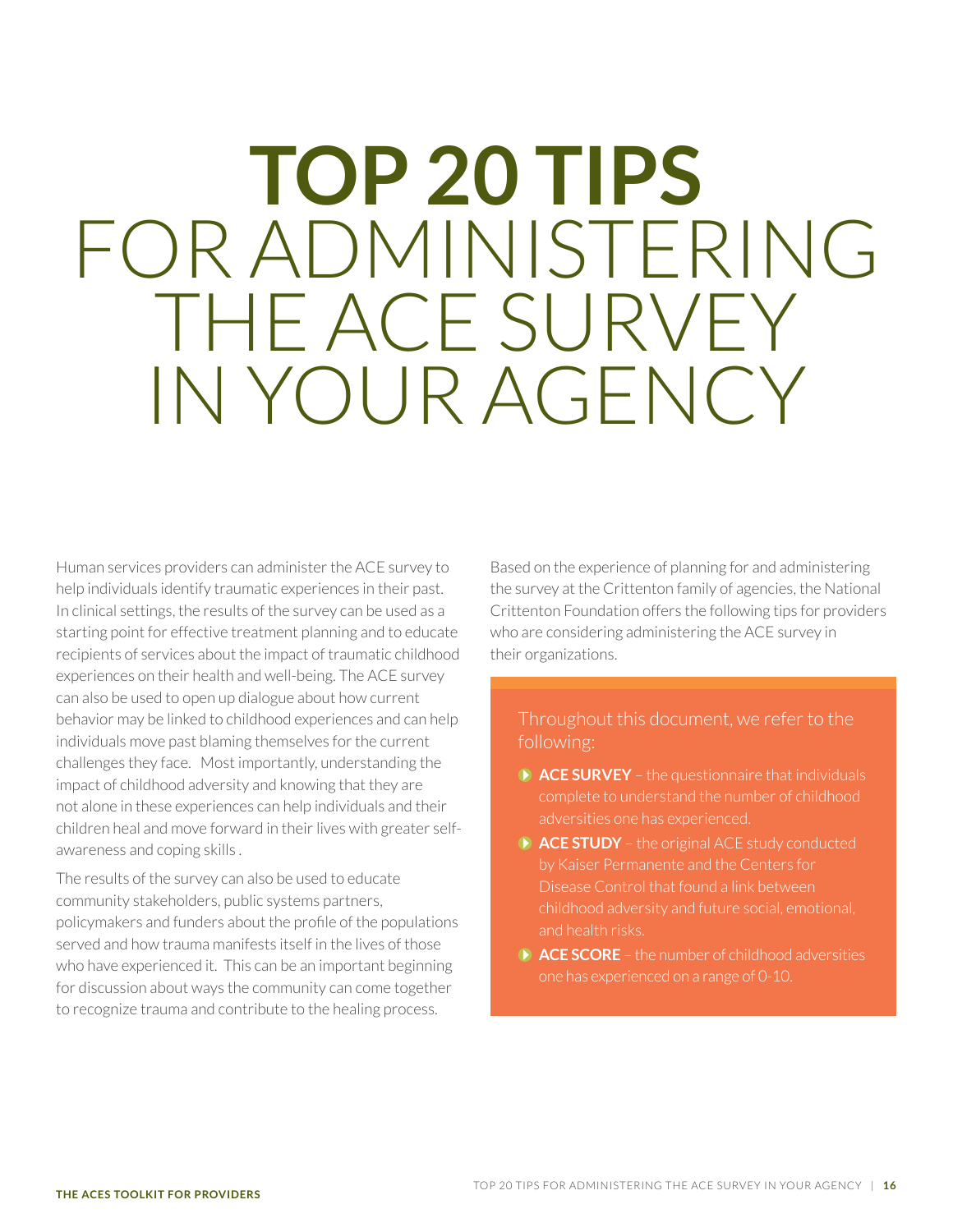# TOP 20 TIPS FOR ADMINISTERING THE ACE SURVEY IN YOUR AGENCY

Human services providers can administer the ACE survey to help individuals identify traumatic experiences in their past. In clinical settings, the results of the survey can be used as a starting point for effective treatment planning and to educate recipients of services about the impact of traumatic childhood experiences on their health and well-being. The ACE survey can also be used to open up dialogue about how current behavior may be linked to childhood experiences and can help individuals move past blaming themselves for the current challenges they face. Most importantly, understanding the impact of childhood adversity and knowing that they are not alone in these experiences can help individuals and their children heal and move forward in their lives with greater self-awareness and coping skills .

The results of the survey can also be used to educate community stakeholders, public systems partners, policymakers and funders about the profile of the populations served and how trauma manifests itself in the lives of those who have experienced it. This can be an important beginning for discussion about ways the community can come together to recognize trauma and contribute to the healing process.

Based on the experience of planning for and administering the survey at the Crittenton family of agencies, the National Crittenton Foundation offers the following tips for providers who are considering administering the ACE survey in their organizations.

Throughout this document, we refer to the following:

- **ACE SURVEY** – the questionnaire that individuals complete to understand the number of childhood adversities one has experienced.
- **ACE STUDY** – the original ACE study conducted by Kaiser Permanente and the Centers for Disease Control that found a link between childhood adversity and future social, emotional, and health risks.
- **ACE SCORE** – the number of childhood adversities one has experienced on a range of 0-10.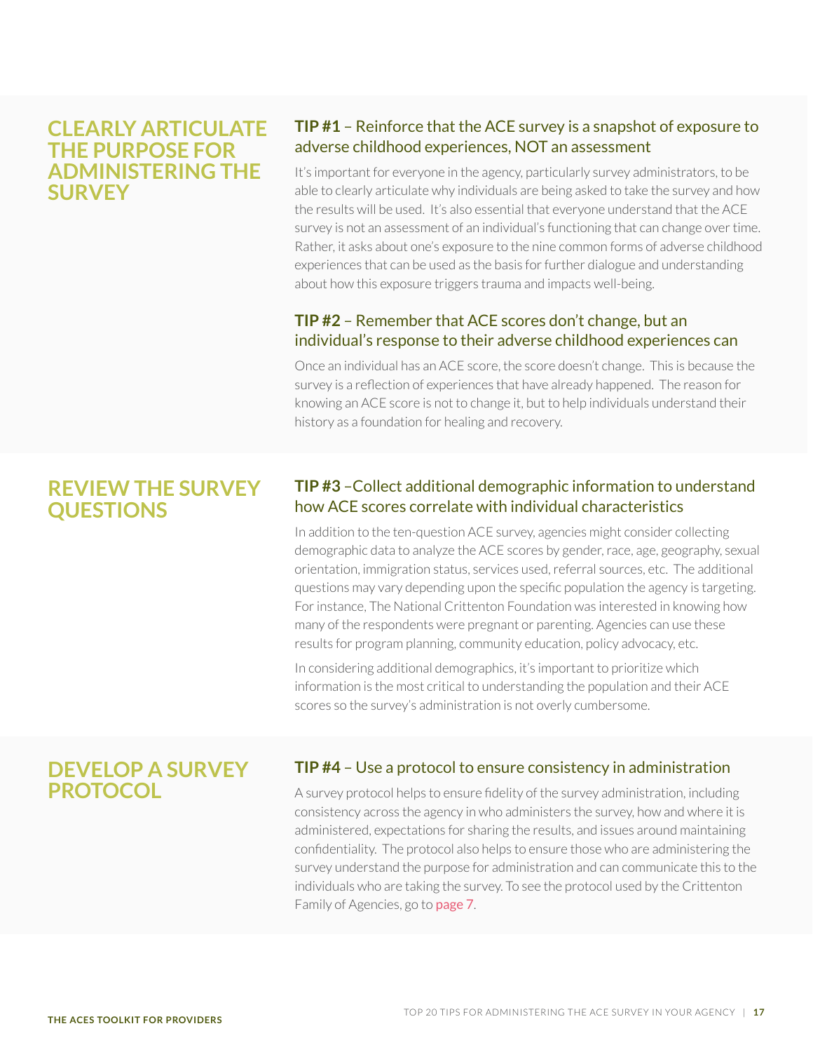## CLEARLY ARTICULATE THE PURPOSE FOR ADMINISTERING THE SURVEY

### **TIP #1** – Reinforce that the ACE survey is a snapshot of exposure to adverse childhood experiences, NOT an assessment

It's important for everyone in the agency, particularly survey administrators, to be able to clearly articulate why individuals are being asked to take the survey and how the results will be used. It's also essential that everyone understand that the ACE survey is not an assessment of an individual's functioning that can change over time. Rather, it asks about one's exposure to the nine common forms of adverse childhood experiences that can be used as the basis for further dialogue and understanding about how this exposure triggers trauma and impacts well-being.

### **TIP #2** – Remember that ACE scores don't change, but an individual's response to their adverse childhood experiences can

Once an individual has an ACE score, the score doesn't change. This is because the survey is a reflection of experiences that have already happened. The reason for knowing an ACE score is not to change it, but to help individuals understand their history as a foundation for healing and recovery.

## REVIEW THE SURVEY QUESTIONS

### **TIP #3** –Collect additional demographic information to understand how ACE scores correlate with individual characteristics

In addition to the ten-question ACE survey, agencies might consider collecting demographic data to analyze the ACE scores by gender, race, age, geography, sexual orientation, immigration status, services used, referral sources, etc. The additional questions may vary depending upon the specific population the agency is targeting. For instance, The National Crittenton Foundation was interested in knowing how many of the respondents were pregnant or parenting. Agencies can use these results for program planning, community education, policy advocacy, etc.

In considering additional demographics, it's important to prioritize which information is the most critical to understanding the population and their ACE scores so the survey's administration is not overly cumbersome.

## DEVELOP A SURVEY PROTOCOL

### **TIP #4** – Use a protocol to ensure consistency in administration

A survey protocol helps to ensure fidelity of the survey administration, including consistency across the agency in who administers the survey, how and where it is administered, expectations for sharing the results, and issues around maintaining confidentiality. The protocol also helps to ensure those who are administering the survey understand the purpose for administration and can communicate this to the individuals who are taking the survey. To see the protocol used by the Crittenton Family of Agencies, go to page 7.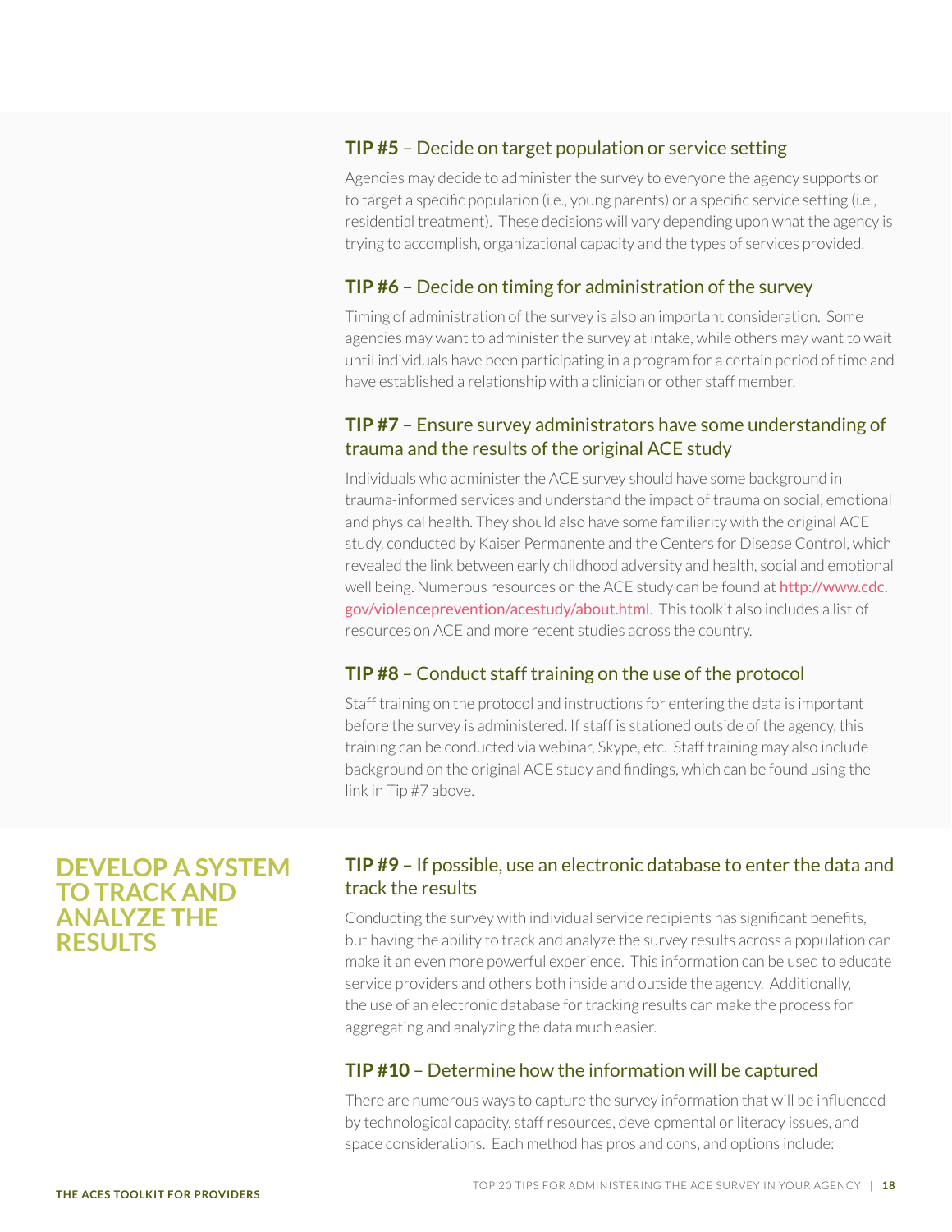### **TIP #5** – Decide on target population or service setting

Agencies may decide to administer the survey to everyone the agency supports or to target a specific population (i.e., young parents) or a specific service setting (i.e., residential treatment). These decisions will vary depending upon what the agency is trying to accomplish, organizational capacity and the types of services provided.

### **TIP #6** – Decide on timing for administration of the survey

Timing of administration of the survey is also an important consideration. Some agencies may want to administer the survey at intake, while others may want to wait until individuals have been participating in a program for a certain period of time and have established a relationship with a clinician or other staff member.

### **TIP #7** – Ensure survey administrators have some understanding of trauma and the results of the original ACE study

Individuals who administer the ACE survey should have some background in trauma-informed services and understand the impact of trauma on social, emotional and physical health. They should also have some familiarity with the original ACE study, conducted by Kaiser Permanente and the Centers for Disease Control, which revealed the link between early childhood adversity and health, social and emotional well being. Numerous resources on the ACE study can be found at http://www.cdc.gov/violenceprevention/acestudy/about.html. This toolkit also includes a list of resources on ACE and more recent studies across the country.

### **TIP #8** – Conduct staff training on the use of the protocol

Staff training on the protocol and instructions for entering the data is important before the survey is administered. If staff is stationed outside of the agency, this training can be conducted via webinar, Skype, etc. Staff training may also include background on the original ACE study and findings, which can be found using the link in Tip #7 above.

## DEVELOP A SYSTEM TO TRACK AND ANALYZE THE RESULTS

### **TIP #9** – If possible, use an electronic database to enter the data and track the results

Conducting the survey with individual service recipients has significant benefits, but having the ability to track and analyze the survey results across a population can make it an even more powerful experience. This information can be used to educate service providers and others both inside and outside the agency. Additionally, the use of an electronic database for tracking results can make the process for aggregating and analyzing the data much easier.

### **TIP #10** – Determine how the information will be captured

There are numerous ways to capture the survey information that will be influenced by technological capacity, staff resources, developmental or literacy issues, and space considerations. Each method has pros and cons, and options include: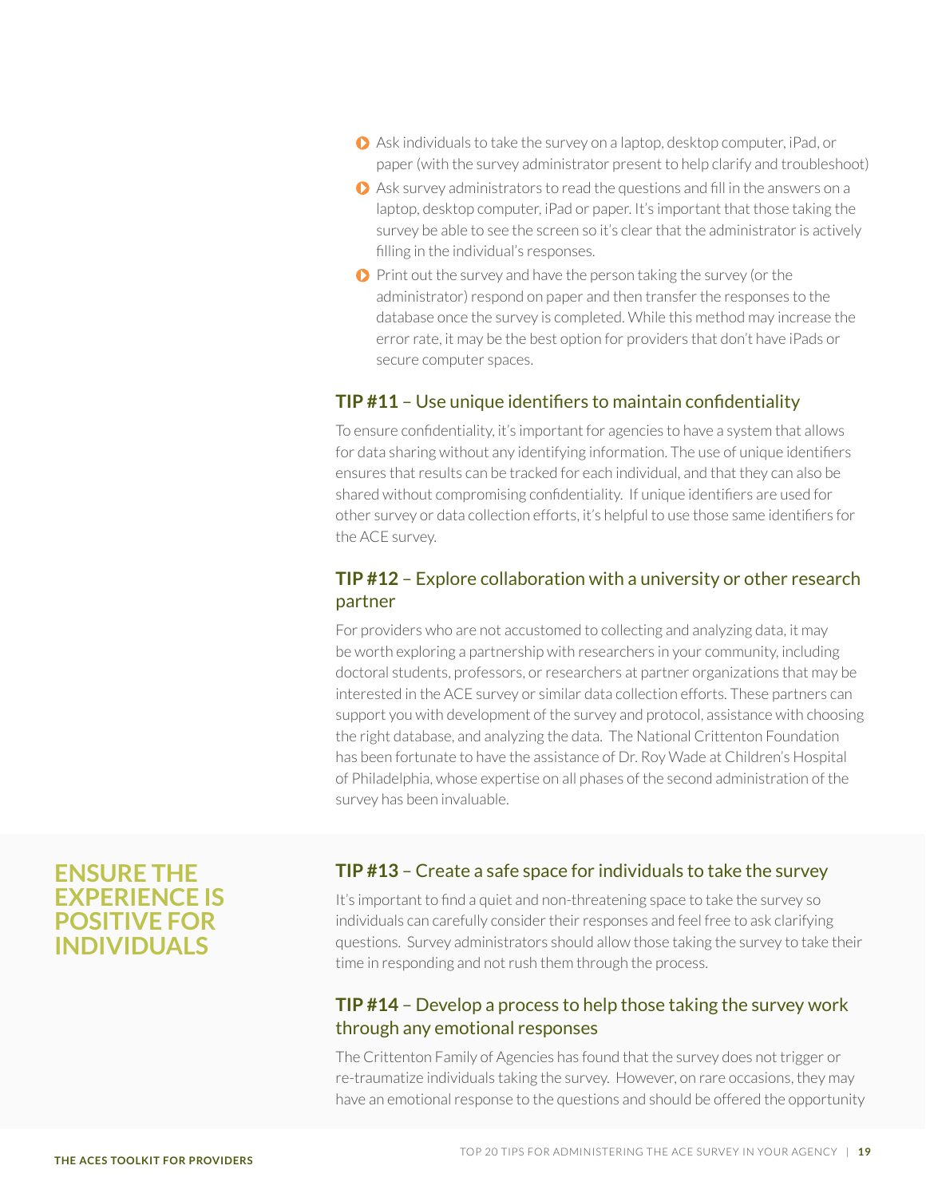- Ask individuals to take the survey on a laptop, desktop computer, iPad, or paper (with the survey administrator present to help clarify and troubleshoot)
- Ask survey administrators to read the questions and fill in the answers on a laptop, desktop computer, iPad or paper. It's important that those taking the survey be able to see the screen so it's clear that the administrator is actively filling in the individual's responses.
- Print out the survey and have the person taking the survey (or the administrator) respond on paper and then transfer the responses to the database once the survey is completed. While this method may increase the error rate, it may be the best option for providers that don't have iPads or secure computer spaces.

### **TIP #11** – Use unique identifiers to maintain confidentiality

To ensure confidentiality, it's important for agencies to have a system that allows for data sharing without any identifying information. The use of unique identifiers ensures that results can be tracked for each individual, and that they can also be shared without compromising confidentiality. If unique identifiers are used for other survey or data collection efforts, it's helpful to use those same identifiers for the ACE survey.

### **TIP #12** – Explore collaboration with a university or other research partner

For providers who are not accustomed to collecting and analyzing data, it may be worth exploring a partnership with researchers in your community, including doctoral students, professors, or researchers at partner organizations that may be interested in the ACE survey or similar data collection efforts. These partners can support you with development of the survey and protocol, assistance with choosing the right database, and analyzing the data. The National Crittenton Foundation has been fortunate to have the assistance of Dr. Roy Wade at Children's Hospital of Philadelphia, whose expertise on all phases of the second administration of the survey has been invaluable.

## ENSURE THE EXPERIENCE IS POSITIVE FOR INDIVIDUALS

### **TIP #13** – Create a safe space for individuals to take the survey

It's important to find a quiet and non-threatening space to take the survey so individuals can carefully consider their responses and feel free to ask clarifying questions. Survey administrators should allow those taking the survey to take their time in responding and not rush them through the process.

### **TIP #14** – Develop a process to help those taking the survey work through any emotional responses

The Crittenton Family of Agencies has found that the survey does not trigger or re-traumatize individuals taking the survey. However, on rare occasions, they may have an emotional response to the questions and should be offered the opportunity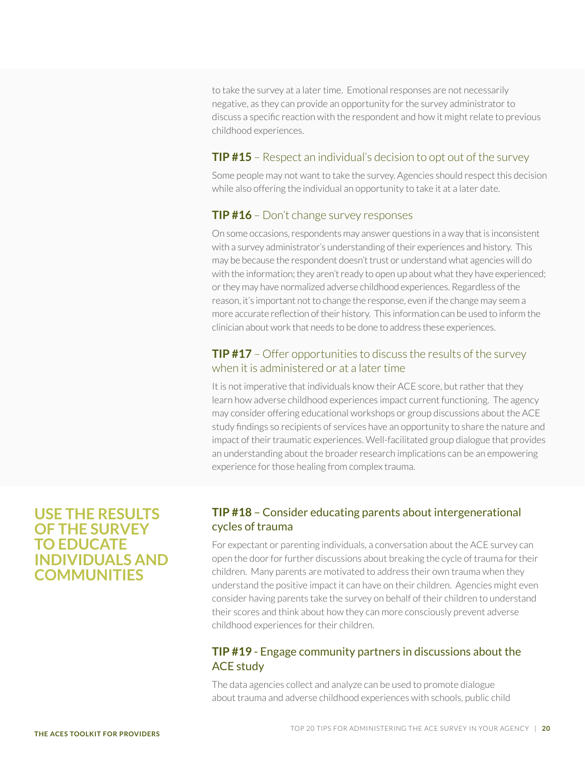to take the survey at a later time. Emotional responses are not necessarily negative, as they can provide an opportunity for the survey administrator to discuss a specific reaction with the respondent and how it might relate to previous childhood experiences.

### **TIP #15** – Respect an individual's decision to opt out of the survey

Some people may not want to take the survey. Agencies should respect this decision while also offering the individual an opportunity to take it at a later date.

### **TIP #16** – Don't change survey responses

On some occasions, respondents may answer questions in a way that is inconsistent with a survey administrator's understanding of their experiences and history. This may be because the respondent doesn't trust or understand what agencies will do with the information; they aren't ready to open up about what they have experienced; or they may have normalized adverse childhood experiences. Regardless of the reason, it's important not to change the response, even if the change may seem a more accurate reflection of their history. This information can be used to inform the clinician about work that needs to be done to address these experiences.

### **TIP #17** – Offer opportunities to discuss the results of the survey when it is administered or at a later time

It is not imperative that individuals know their ACE score, but rather that they learn how adverse childhood experiences impact current functioning. The agency may consider offering educational workshops or group discussions about the ACE study findings so recipients of services have an opportunity to share the nature and impact of their traumatic experiences. Well-facilitated group dialogue that provides an understanding about the broader research implications can be an empowering experience for those healing from complex trauma.

## USE THE RESULTS OF THE SURVEY TO EDUCATE INDIVIDUALS AND COMMUNITIES

### **TIP #18** – Consider educating parents about intergenerational cycles of trauma

For expectant or parenting individuals, a conversation about the ACE survey can open the door for further discussions about breaking the cycle of trauma for their children. Many parents are motivated to address their own trauma when they understand the positive impact it can have on their children. Agencies might even consider having parents take the survey on behalf of their children to understand their scores and think about how they can more consciously prevent adverse childhood experiences for their children.

### **TIP #19** - Engage community partners in discussions about the ACE study

The data agencies collect and analyze can be used to promote dialogue about trauma and adverse childhood experiences with schools, public child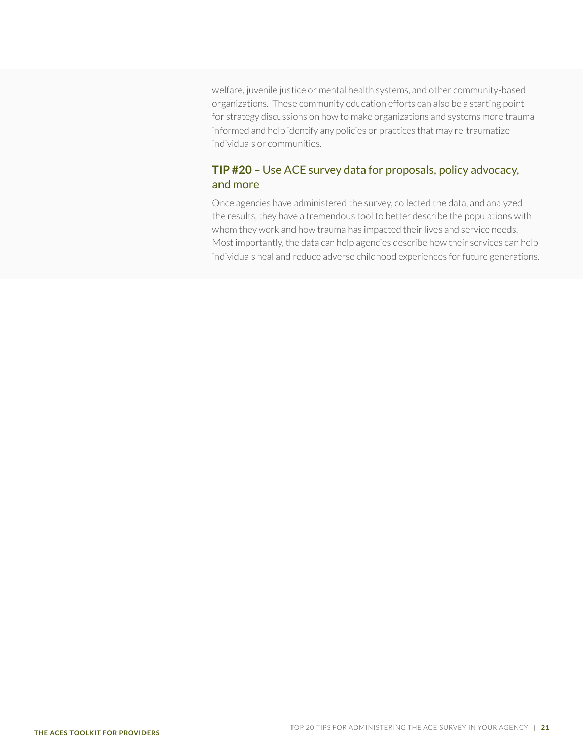welfare, juvenile justice or mental health systems, and other community-based organizations. These community education efforts can also be a starting point for strategy discussions on how to make organizations and systems more trauma informed and help identify any policies or practices that may re-traumatize individuals or communities.

### **TIP #20** – Use ACE survey data for proposals, policy advocacy, and more

Once agencies have administered the survey, collected the data, and analyzed the results, they have a tremendous tool to better describe the populations with whom they work and how trauma has impacted their lives and service needs. Most importantly, the data can help agencies describe how their services can help individuals heal and reduce adverse childhood experiences for future generations.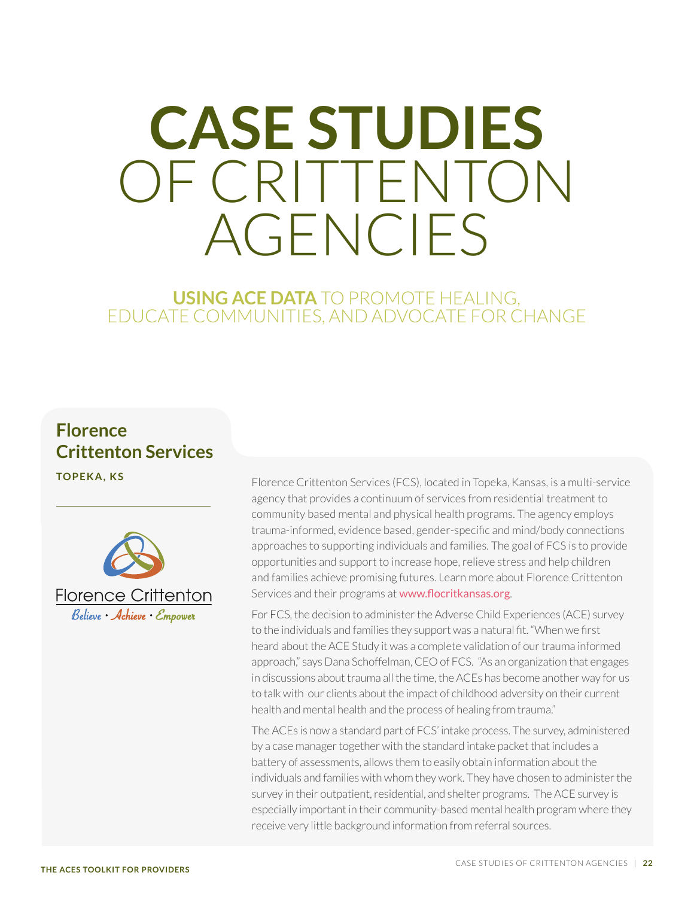# CASE STUDIES OF CRITTENTON AGENCIES

## USING ACE DATA TO PROMOTE HEALING, EDUCATE COMMUNITIES, AND ADVOCATE FOR CHANGE

### Florence Crittenton Services

**TOPEKA, KS**

Florence Crittenton

*Believe · Achieve · Empower*

Florence Crittenton Services (FCS), located in Topeka, Kansas, is a multi-service agency that provides a continuum of services from residential treatment to community based mental and physical health programs. The agency employs trauma-informed, evidence based, gender-specific and mind/body connections approaches to supporting individuals and families. The goal of FCS is to provide opportunities and support to increase hope, relieve stress and help children and families achieve promising futures. Learn more about Florence Crittenton Services and their programs at www.flocritkansas.org.

For FCS, the decision to administer the Adverse Child Experiences (ACE) survey to the individuals and families they support was a natural fit. "When we first heard about the ACE Study it was a complete validation of our trauma informed approach," says Dana Schoffelman, CEO of FCS. "As an organization that engages in discussions about trauma all the time, the ACEs has become another way for us to talk with our clients about the impact of childhood adversity on their current health and mental health and the process of healing from trauma."

The ACEs is now a standard part of FCS' intake process. The survey, administered by a case manager together with the standard intake packet that includes a battery of assessments, allows them to easily obtain information about the individuals and families with whom they work. They have chosen to administer the survey in their outpatient, residential, and shelter programs. The ACE survey is especially important in their community-based mental health program where they receive very little background information from referral sources.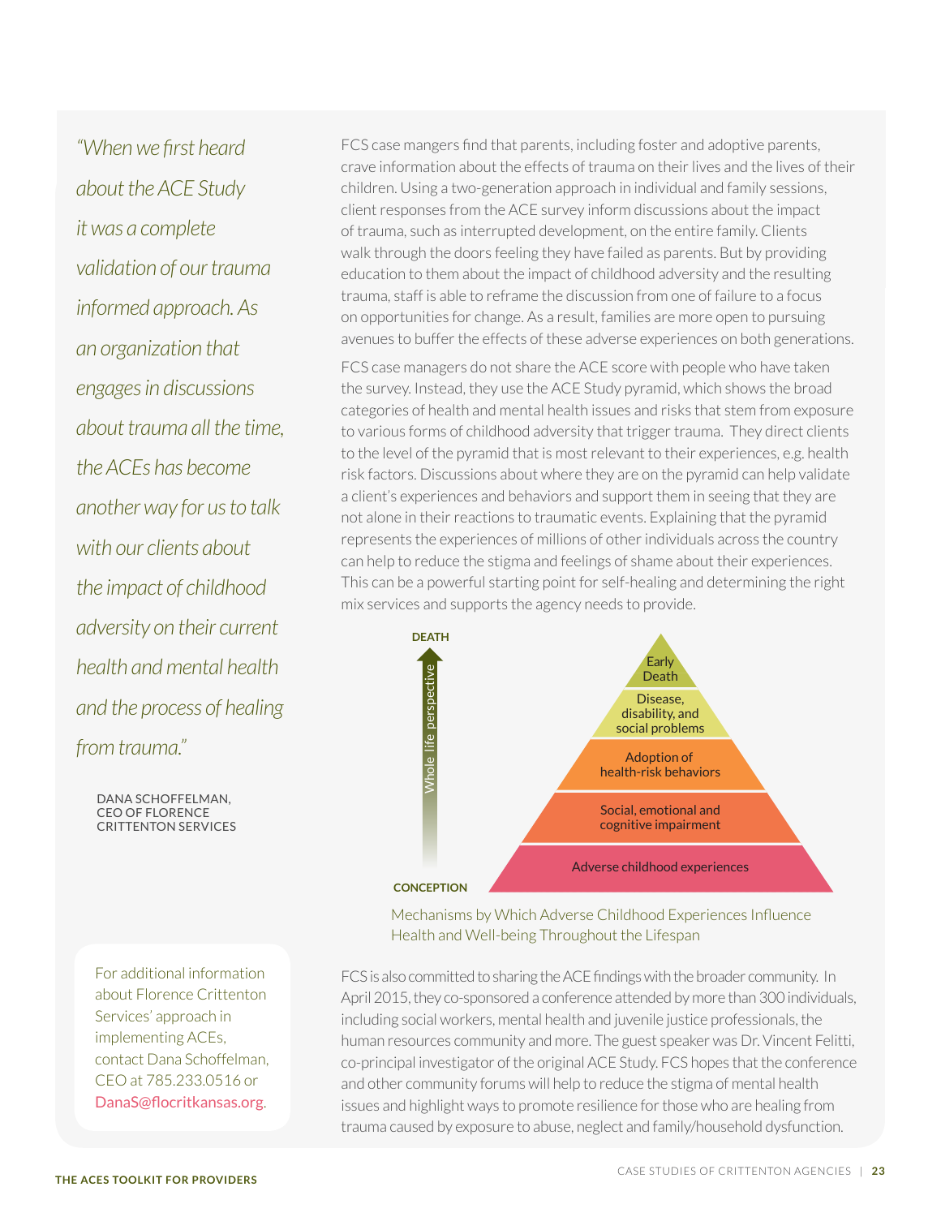*"When we first heard about the ACE Study it was a complete validation of our trauma informed approach. As an organization that engages in discussions about trauma all the time, the ACEs has become another way for us to talk with our clients about the impact of childhood adversity on their current health and mental health and the process of healing from trauma."*

DANA SCHOFFELMAN, CEO OF FLORENCE CRITTENTON SERVICES

FCS case mangers find that parents, including foster and adoptive parents, crave information about the effects of trauma on their lives and the lives of their children. Using a two-generation approach in individual and family sessions, client responses from the ACE survey inform discussions about the impact of trauma, such as interrupted development, on the entire family. Clients walk through the doors feeling they have failed as parents. But by providing education to them about the impact of childhood adversity and the resulting trauma, staff is able to reframe the discussion from one of failure to a focus on opportunities for change. As a result, families are more open to pursuing avenues to buffer the effects of these adverse experiences on both generations.

FCS case managers do not share the ACE score with people who have taken the survey. Instead, they use the ACE Study pyramid, which shows the broad categories of health and mental health issues and risks that stem from exposure to various forms of childhood adversity that trigger trauma. They direct clients to the level of the pyramid that is most relevant to their experiences, e.g. health risk factors. Discussions about where they are on the pyramid can help validate a client's experiences and behaviors and support them in seeing that they are not alone in their reactions to traumatic events. Explaining that the pyramid represents the experiences of millions of other individuals across the country can help to reduce the stigma and feelings of shame about their experiences. This can be a powerful starting point for self-healing and determining the right mix services and supports the agency needs to provide.

DEATH

Whole life perspective

- Early Death
- Disease, disability, and social problems
- Adoption of health-risk behaviors
- Social, emotional and cognitive impairment
- Adverse childhood experiences

CONCEPTION

Mechanisms by Which Adverse Childhood Experiences Influence Health and Well-being Throughout the Lifespan

FCS is also committed to sharing the ACE findings with the broader community. In April 2015, they co-sponsored a conference attended by more than 300 individuals, including social workers, mental health and juvenile justice professionals, the human resources community and more. The guest speaker was Dr. Vincent Felitti, co-principal investigator of the original ACE Study. FCS hopes that the conference and other community forums will help to reduce the stigma of mental health issues and highlight ways to promote resilience for those who are healing from trauma caused by exposure to abuse, neglect and family/household dysfunction.

For additional information about Florence Crittenton Services' approach in implementing ACEs, contact Dana Schoffelman, CEO at 785.233.0516 or DanaS@flocritkansas.org.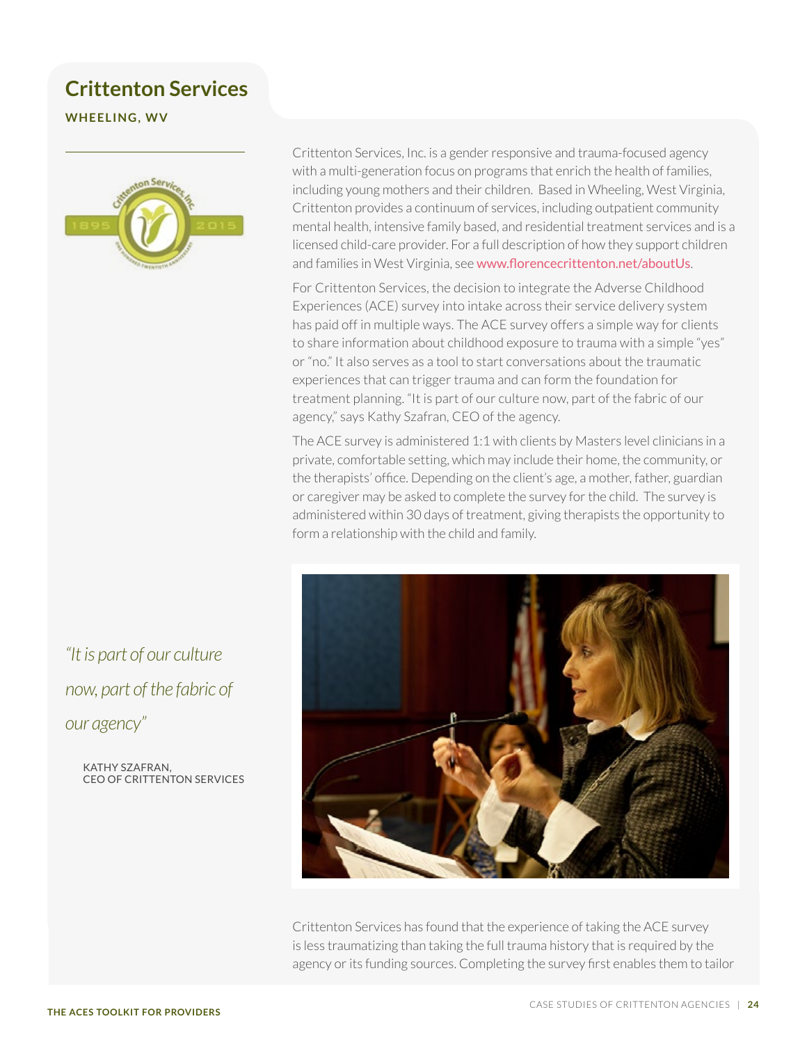## Crittenton Services

**WHEELING, WV**

Crittenton Services, Inc. is a gender responsive and trauma-focused agency with a multi-generation focus on programs that enrich the health of families, including young mothers and their children. Based in Wheeling, West Virginia, Crittenton provides a continuum of services, including outpatient community mental health, intensive family based, and residential treatment services and is a licensed child-care provider. For a full description of how they support children and families in West Virginia, see www.florencecrittenton.net/aboutUs.

For Crittenton Services, the decision to integrate the Adverse Childhood Experiences (ACE) survey into intake across their service delivery system has paid off in multiple ways. The ACE survey offers a simple way for clients to share information about childhood exposure to trauma with a simple "yes" or "no." It also serves as a tool to start conversations about the traumatic experiences that can trigger trauma and can form the foundation for treatment planning. "It is part of our culture now, part of the fabric of our agency," says Kathy Szafran, CEO of the agency.

The ACE survey is administered 1:1 with clients by Masters level clinicians in a private, comfortable setting, which may include their home, the community, or the therapists' office. Depending on the client's age, a mother, father, guardian or caregiver may be asked to complete the survey for the child. The survey is administered within 30 days of treatment, giving therapists the opportunity to form a relationship with the child and family.

*"It is part of our culture now, part of the fabric of our agency"*

KATHY SZAFRAN,
CEO OF CRITTENTON SERVICES

Crittenton Services has found that the experience of taking the ACE survey is less traumatizing than taking the full trauma history that is required by the agency or its funding sources. Completing the survey first enables them to tailor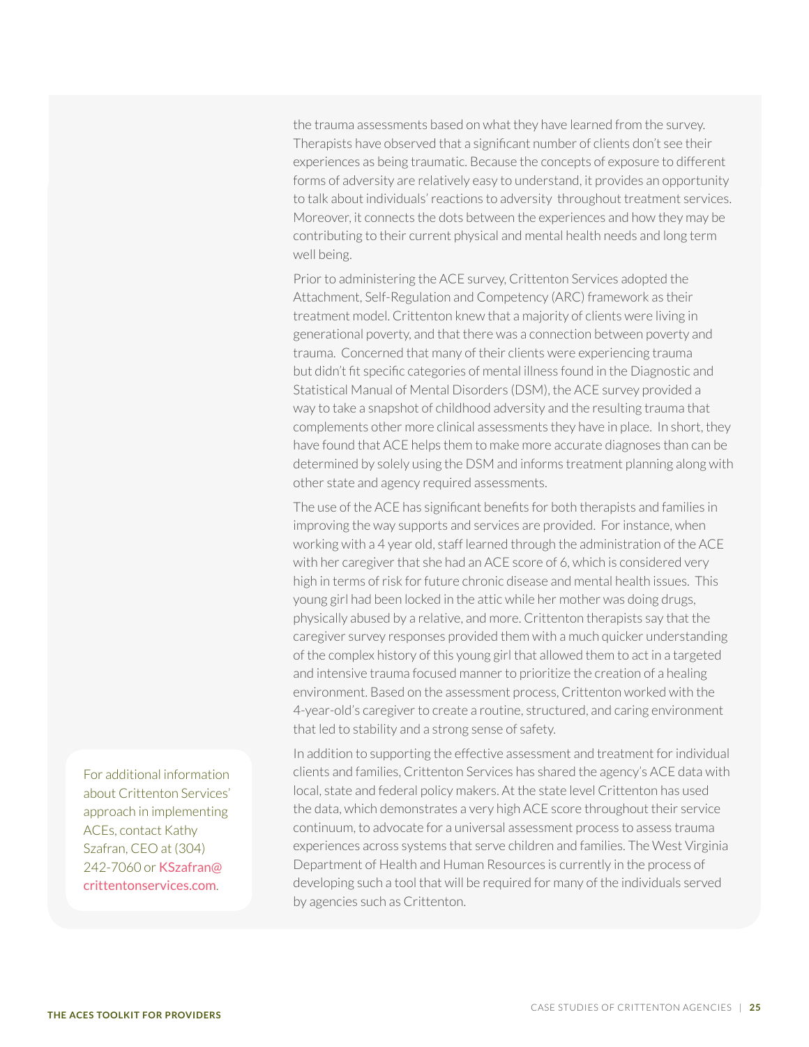the trauma assessments based on what they have learned from the survey. Therapists have observed that a significant number of clients don't see their experiences as being traumatic. Because the concepts of exposure to different forms of adversity are relatively easy to understand, it provides an opportunity to talk about individuals' reactions to adversity throughout treatment services. Moreover, it connects the dots between the experiences and how they may be contributing to their current physical and mental health needs and long term well being.

Prior to administering the ACE survey, Crittenton Services adopted the Attachment, Self-Regulation and Competency (ARC) framework as their treatment model. Crittenton knew that a majority of clients were living in generational poverty, and that there was a connection between poverty and trauma. Concerned that many of their clients were experiencing trauma but didn't fit specific categories of mental illness found in the Diagnostic and Statistical Manual of Mental Disorders (DSM), the ACE survey provided a way to take a snapshot of childhood adversity and the resulting trauma that complements other more clinical assessments they have in place. In short, they have found that ACE helps them to make more accurate diagnoses than can be determined by solely using the DSM and informs treatment planning along with other state and agency required assessments.

The use of the ACE has significant benefits for both therapists and families in improving the way supports and services are provided. For instance, when working with a 4 year old, staff learned through the administration of the ACE with her caregiver that she had an ACE score of 6, which is considered very high in terms of risk for future chronic disease and mental health issues. This young girl had been locked in the attic while her mother was doing drugs, physically abused by a relative, and more. Crittenton therapists say that the caregiver survey responses provided them with a much quicker understanding of the complex history of this young girl that allowed them to act in a targeted and intensive trauma focused manner to prioritize the creation of a healing environment. Based on the assessment process, Crittenton worked with the 4-year-old's caregiver to create a routine, structured, and caring environment that led to stability and a strong sense of safety.

In addition to supporting the effective assessment and treatment for individual clients and families, Crittenton Services has shared the agency's ACE data with local, state and federal policy makers. At the state level Crittenton has used the data, which demonstrates a very high ACE score throughout their service continuum, to advocate for a universal assessment process to assess trauma experiences across systems that serve children and families. The West Virginia Department of Health and Human Resources is currently in the process of developing such a tool that will be required for many of the individuals served by agencies such as Crittenton.

For additional information about Crittenton Services' approach in implementing ACEs, contact Kathy Szafran, CEO at (304) 242-7060 or KSzafran@crittentonservices.com.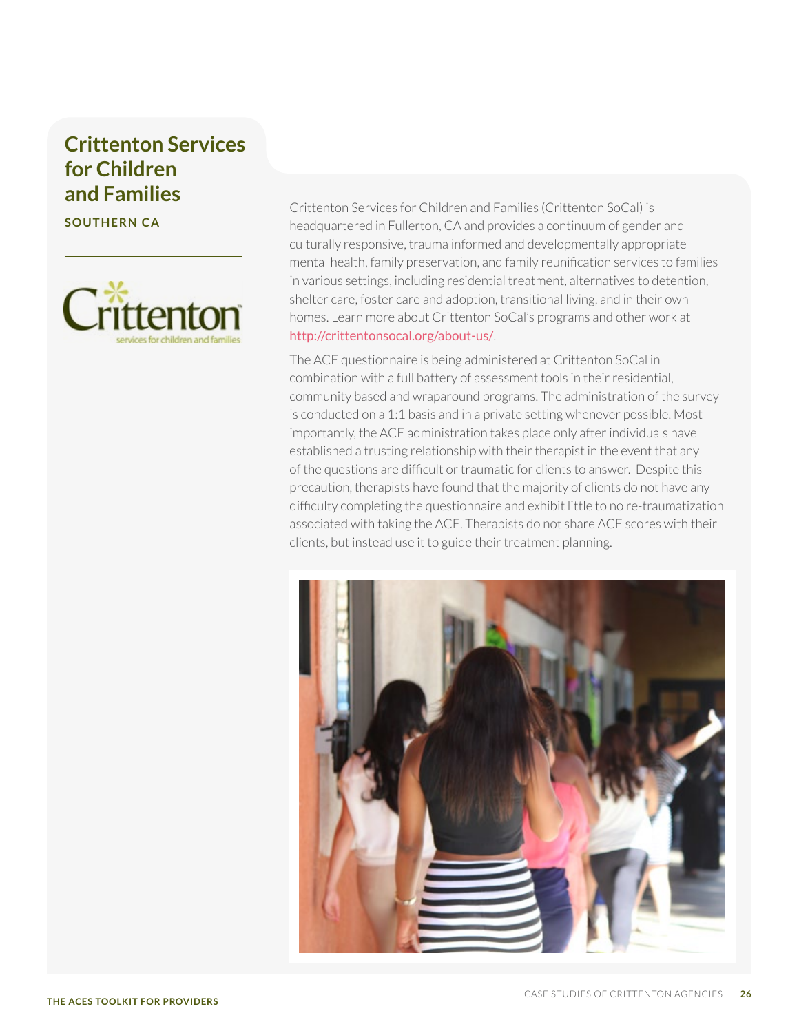## Crittenton Services for Children and Families

**SOUTHERN CA**

Crittenton Services for Children and Families (Crittenton SoCal) is headquartered in Fullerton, CA and provides a continuum of gender and culturally responsive, trauma informed and developmentally appropriate mental health, family preservation, and family reunification services to families in various settings, including residential treatment, alternatives to detention, shelter care, foster care and adoption, transitional living, and in their own homes. Learn more about Crittenton SoCal's programs and other work at http://crittentonsocal.org/about-us/.

The ACE questionnaire is being administered at Crittenton SoCal in combination with a full battery of assessment tools in their residential, community based and wraparound programs. The administration of the survey is conducted on a 1:1 basis and in a private setting whenever possible. Most importantly, the ACE administration takes place only after individuals have established a trusting relationship with their therapist in the event that any of the questions are difficult or traumatic for clients to answer. Despite this precaution, therapists have found that the majority of clients do not have any difficulty completing the questionnaire and exhibit little to no re-traumatization associated with taking the ACE. Therapists do not share ACE scores with their clients, but instead use it to guide their treatment planning.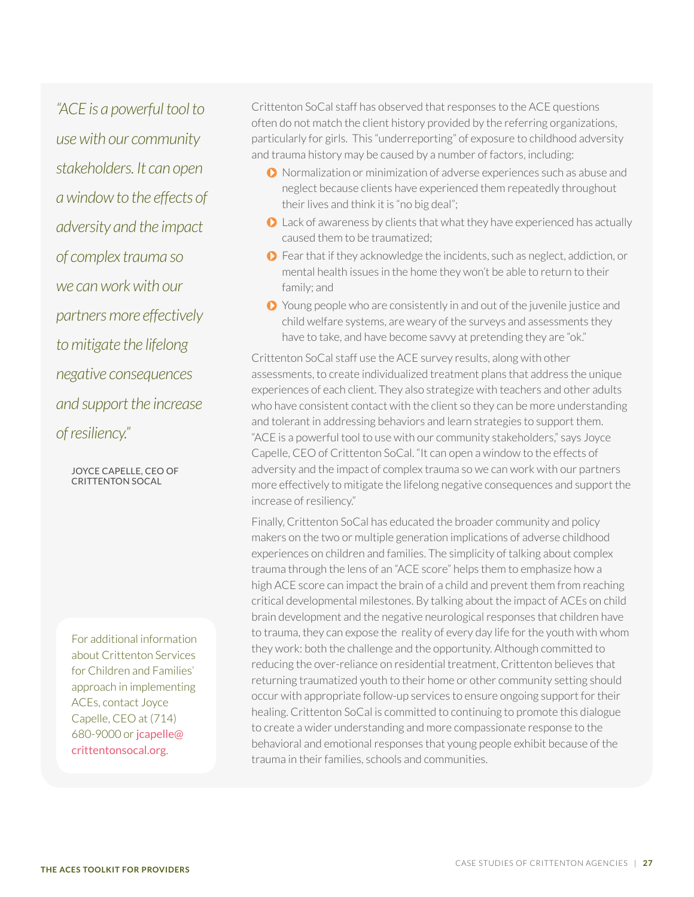*"ACE is a powerful tool to use with our community stakeholders. It can open a window to the effects of adversity and the impact of complex trauma so we can work with our partners more effectively to mitigate the lifelong negative consequences and support the increase of resiliency."*

JOYCE CAPELLE, CEO OF CRITTENTON SOCAL

Crittenton SoCal staff has observed that responses to the ACE questions often do not match the client history provided by the referring organizations, particularly for girls. This "underreporting" of exposure to childhood adversity and trauma history may be caused by a number of factors, including:

- Normalization or minimization of adverse experiences such as abuse and neglect because clients have experienced them repeatedly throughout their lives and think it is "no big deal";
- Lack of awareness by clients that what they have experienced has actually caused them to be traumatized;
- Fear that if they acknowledge the incidents, such as neglect, addiction, or mental health issues in the home they won't be able to return to their family; and
- Young people who are consistently in and out of the juvenile justice and child welfare systems, are weary of the surveys and assessments they have to take, and have become savvy at pretending they are "ok."

Crittenton SoCal staff use the ACE survey results, along with other assessments, to create individualized treatment plans that address the unique experiences of each client. They also strategize with teachers and other adults who have consistent contact with the client so they can be more understanding and tolerant in addressing behaviors and learn strategies to support them. "ACE is a powerful tool to use with our community stakeholders," says Joyce Capelle, CEO of Crittenton SoCal. "It can open a window to the effects of adversity and the impact of complex trauma so we can work with our partners more effectively to mitigate the lifelong negative consequences and support the increase of resiliency."

Finally, Crittenton SoCal has educated the broader community and policy makers on the two or multiple generation implications of adverse childhood experiences on children and families. The simplicity of talking about complex trauma through the lens of an "ACE score" helps them to emphasize how a high ACE score can impact the brain of a child and prevent them from reaching critical developmental milestones. By talking about the impact of ACEs on child brain development and the negative neurological responses that children have to trauma, they can expose the reality of every day life for the youth with whom they work: both the challenge and the opportunity. Although committed to reducing the over-reliance on residential treatment, Crittenton believes that returning traumatized youth to their home or other community setting should occur with appropriate follow-up services to ensure ongoing support for their healing. Crittenton SoCal is committed to continuing to promote this dialogue to create a wider understanding and more compassionate response to the behavioral and emotional responses that young people exhibit because of the trauma in their families, schools and communities.

For additional information about Crittenton Services for Children and Families' approach in implementing ACEs, contact Joyce Capelle, CEO at (714) 680-9000 or jcapelle@crittentonsocal.org.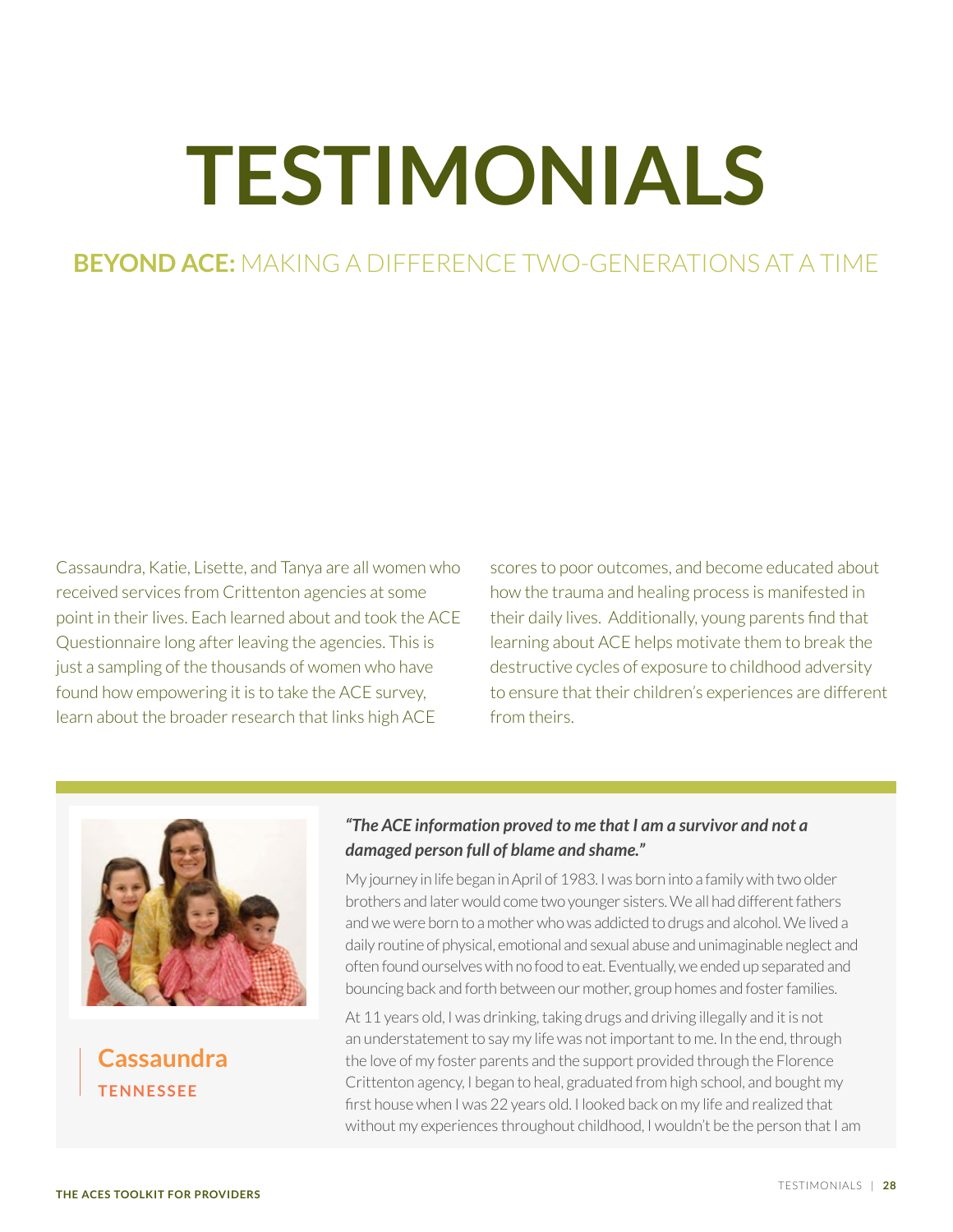# TESTIMONIALS

## **BEYOND ACE:** MAKING A DIFFERENCE TWO-GENERATIONS AT A TIME

Cassaundra, Katie, Lisette, and Tanya are all women who received services from Crittenton agencies at some point in their lives. Each learned about and took the ACE Questionnaire long after leaving the agencies. This is just a sampling of the thousands of women who have found how empowering it is to take the ACE survey, learn about the broader research that links high ACE scores to poor outcomes, and become educated about how the trauma and healing process is manifested in their daily lives. Additionally, young parents find that learning about ACE helps motivate them to break the destructive cycles of exposure to childhood adversity to ensure that their children's experiences are different from theirs.

### Cassaundra
**TENNESSEE**

***"The ACE information proved to me that I am a survivor and not a damaged person full of blame and shame."***

My journey in life began in April of 1983. I was born into a family with two older brothers and later would come two younger sisters. We all had different fathers and we were born to a mother who was addicted to drugs and alcohol. We lived a daily routine of physical, emotional and sexual abuse and unimaginable neglect and often found ourselves with no food to eat. Eventually, we ended up separated and bouncing back and forth between our mother, group homes and foster families.

At 11 years old, I was drinking, taking drugs and driving illegally and it is not an understatement to say my life was not important to me. In the end, through the love of my foster parents and the support provided through the Florence Crittenton agency, I began to heal, graduated from high school, and bought my first house when I was 22 years old. I looked back on my life and realized that without my experiences throughout childhood, I wouldn't be the person that I am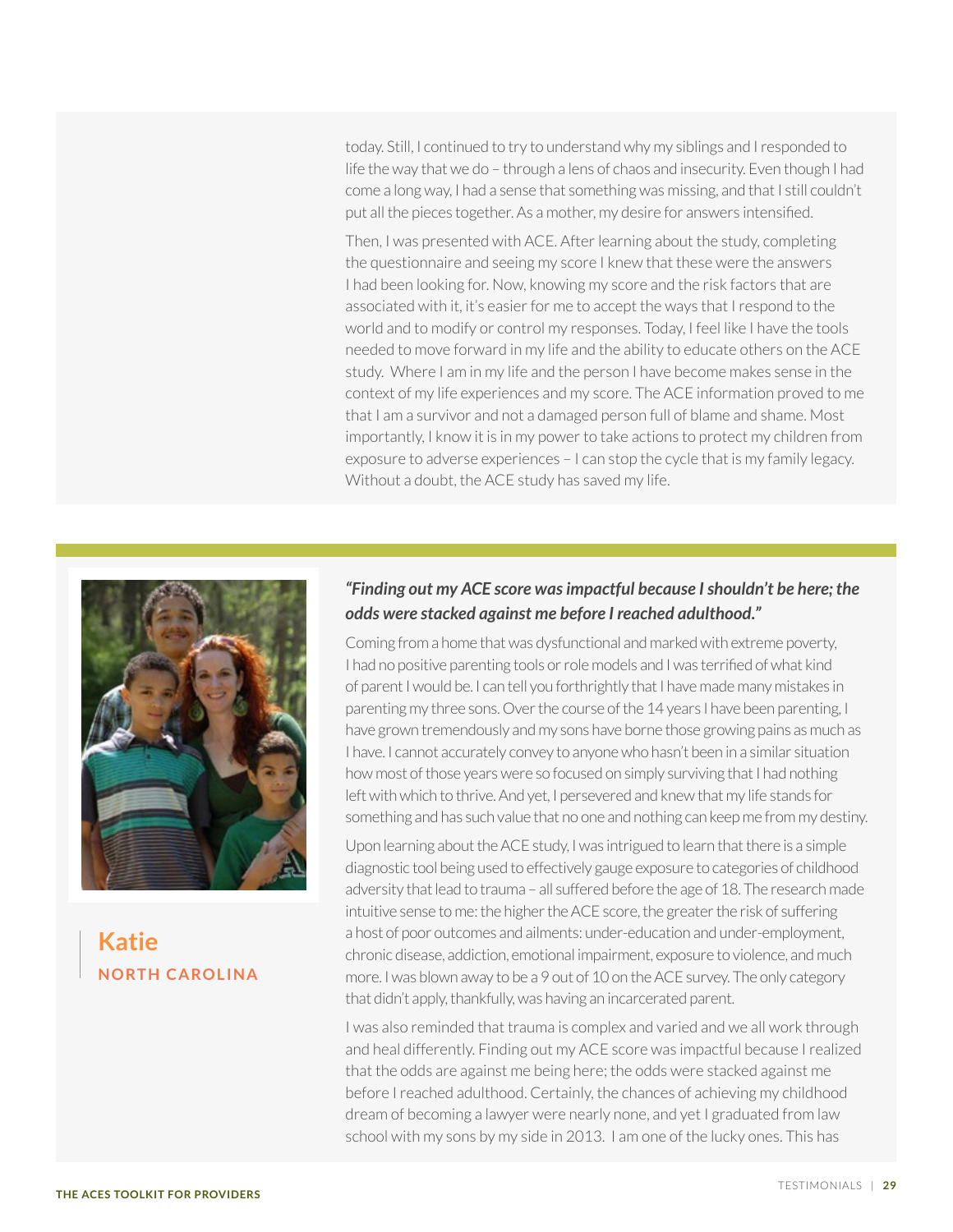today. Still, I continued to try to understand why my siblings and I responded to life the way that we do – through a lens of chaos and insecurity. Even though I had come a long way, I had a sense that something was missing, and that I still couldn't put all the pieces together. As a mother, my desire for answers intensified.

Then, I was presented with ACE. After learning about the study, completing the questionnaire and seeing my score I knew that these were the answers I had been looking for. Now, knowing my score and the risk factors that are associated with it, it's easier for me to accept the ways that I respond to the world and to modify or control my responses. Today, I feel like I have the tools needed to move forward in my life and the ability to educate others on the ACE study. Where I am in my life and the person I have become makes sense in the context of my life experiences and my score. The ACE information proved to me that I am a survivor and not a damaged person full of blame and shame. Most importantly, I know it is in my power to take actions to protect my children from exposure to adverse experiences – I can stop the cycle that is my family legacy. Without a doubt, the ACE study has saved my life.

## Katie
**NORTH CAROLINA**

***"Finding out my ACE score was impactful because I shouldn't be here; the odds were stacked against me before I reached adulthood."***

Coming from a home that was dysfunctional and marked with extreme poverty, I had no positive parenting tools or role models and I was terrified of what kind of parent I would be. I can tell you forthrightly that I have made many mistakes in parenting my three sons. Over the course of the 14 years I have been parenting, I have grown tremendously and my sons have borne those growing pains as much as I have. I cannot accurately convey to anyone who hasn't been in a similar situation how most of those years were so focused on simply surviving that I had nothing left with which to thrive. And yet, I persevered and knew that my life stands for something and has such value that no one and nothing can keep me from my destiny.

Upon learning about the ACE study, I was intrigued to learn that there is a simple diagnostic tool being used to effectively gauge exposure to categories of childhood adversity that lead to trauma – all suffered before the age of 18. The research made intuitive sense to me: the higher the ACE score, the greater the risk of suffering a host of poor outcomes and ailments: under-education and under-employment, chronic disease, addiction, emotional impairment, exposure to violence, and much more. I was blown away to be a 9 out of 10 on the ACE survey. The only category that didn't apply, thankfully, was having an incarcerated parent.

I was also reminded that trauma is complex and varied and we all work through and heal differently. Finding out my ACE score was impactful because I realized that the odds are against me being here; the odds were stacked against me before I reached adulthood. Certainly, the chances of achieving my childhood dream of becoming a lawyer were nearly none, and yet I graduated from law school with my sons by my side in 2013. I am one of the lucky ones. This has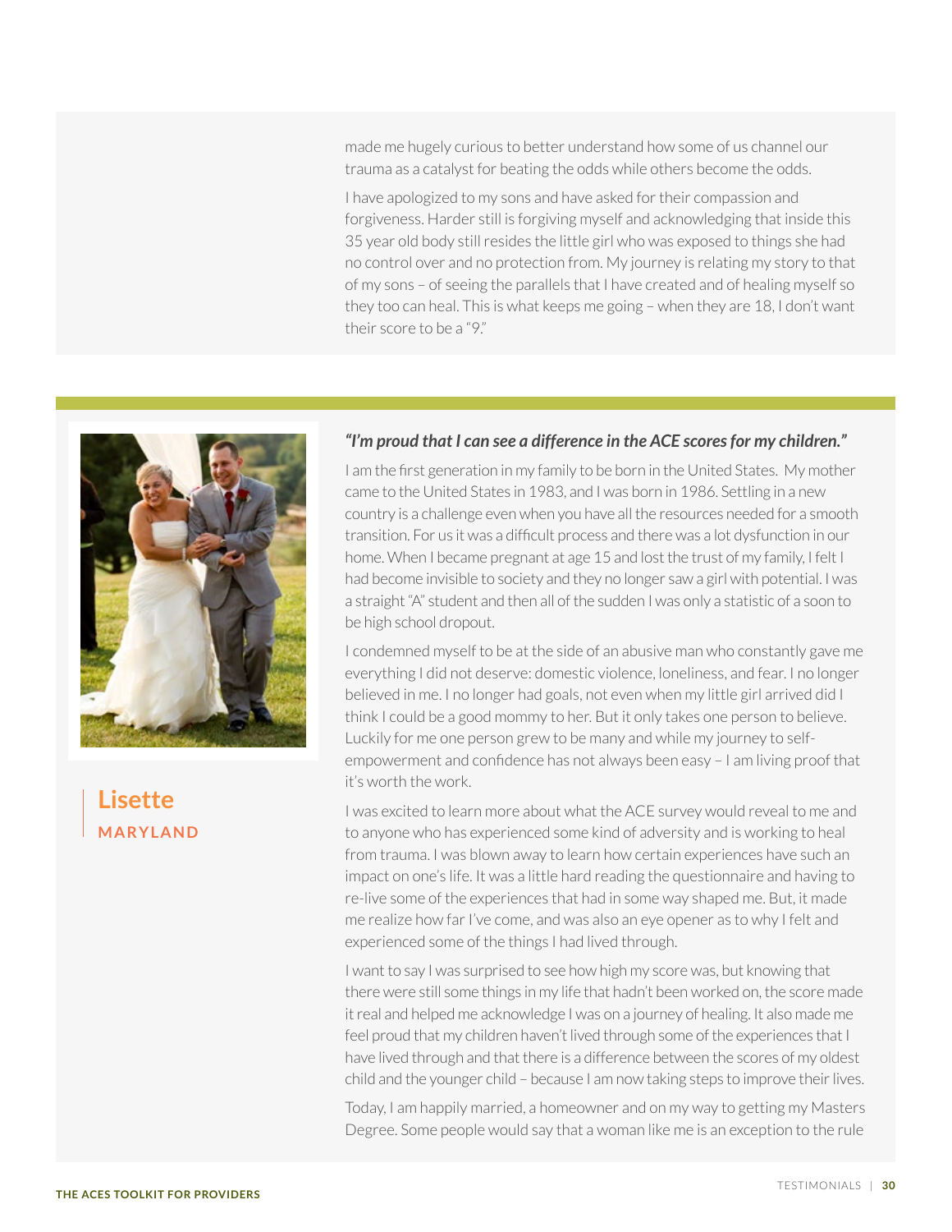made me hugely curious to better understand how some of us channel our trauma as a catalyst for beating the odds while others become the odds.

I have apologized to my sons and have asked for their compassion and forgiveness. Harder still is forgiving myself and acknowledging that inside this 35 year old body still resides the little girl who was exposed to things she had no control over and no protection from. My journey is relating my story to that of my sons – of seeing the parallels that I have created and of healing myself so they too can heal. This is what keeps me going – when they are 18, I don't want their score to be a "9."

**Lisette**
**MARYLAND**

***"I'm proud that I can see a difference in the ACE scores for my children."***

I am the first generation in my family to be born in the United States. My mother came to the United States in 1983, and I was born in 1986. Settling in a new country is a challenge even when you have all the resources needed for a smooth transition. For us it was a difficult process and there was a lot dysfunction in our home. When I became pregnant at age 15 and lost the trust of my family, I felt I had become invisible to society and they no longer saw a girl with potential. I was a straight "A" student and then all of the sudden I was only a statistic of a soon to be high school dropout.

I condemned myself to be at the side of an abusive man who constantly gave me everything I did not deserve: domestic violence, loneliness, and fear. I no longer believed in me. I no longer had goals, not even when my little girl arrived did I think I could be a good mommy to her. But it only takes one person to believe. Luckily for me one person grew to be many and while my journey to self-empowerment and confidence has not always been easy – I am living proof that it's worth the work.

I was excited to learn more about what the ACE survey would reveal to me and to anyone who has experienced some kind of adversity and is working to heal from trauma. I was blown away to learn how certain experiences have such an impact on one's life. It was a little hard reading the questionnaire and having to re-live some of the experiences that had in some way shaped me. But, it made me realize how far I've come, and was also an eye opener as to why I felt and experienced some of the things I had lived through.

I want to say I was surprised to see how high my score was, but knowing that there were still some things in my life that hadn't been worked on, the score made it real and helped me acknowledge I was on a journey of healing. It also made me feel proud that my children haven't lived through some of the experiences that I have lived through and that there is a difference between the scores of my oldest child and the younger child – because I am now taking steps to improve their lives.

Today, I am happily married, a homeowner and on my way to getting my Masters Degree. Some people would say that a woman like me is an exception to the rule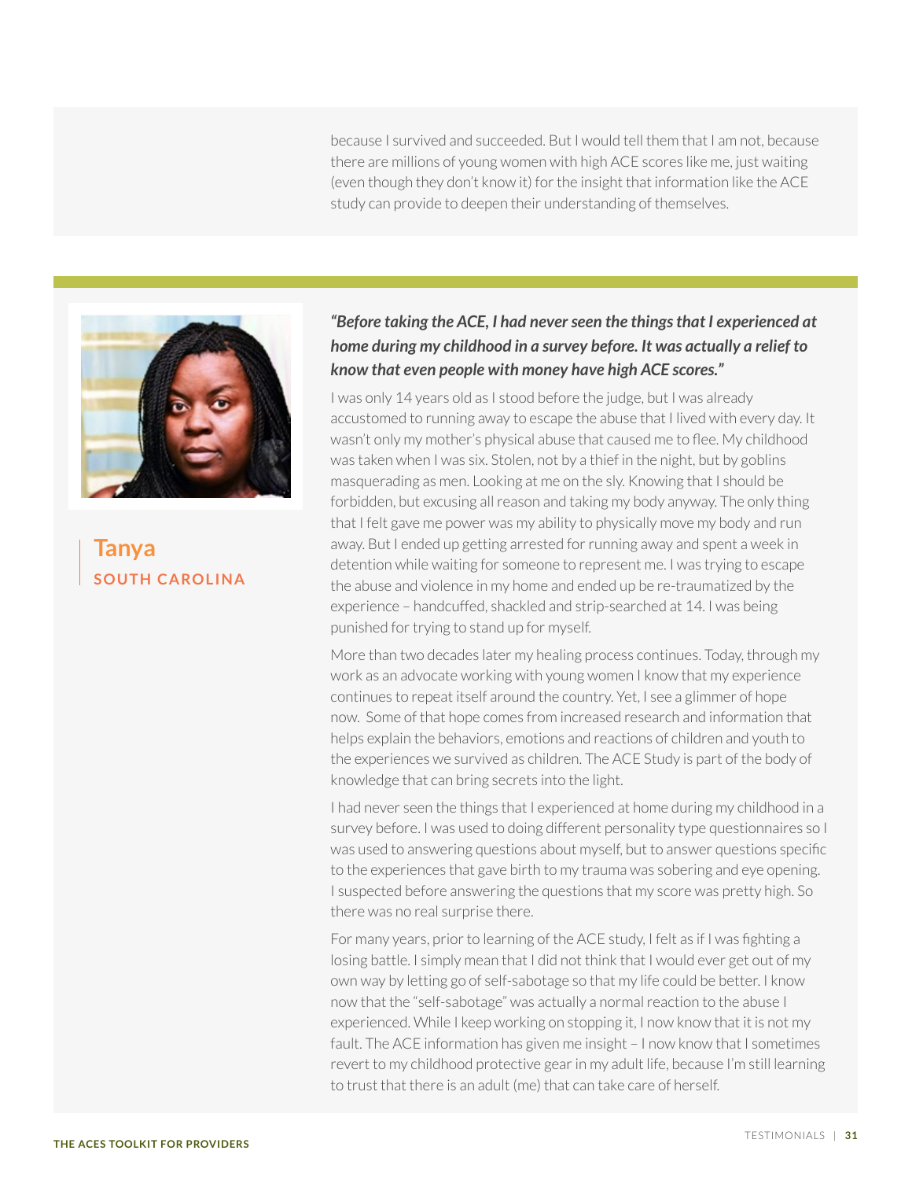because I survived and succeeded. But I would tell them that I am not, because there are millions of young women with high ACE scores like me, just waiting (even though they don't know it) for the insight that information like the ACE study can provide to deepen their understanding of themselves.

## Tanya

**SOUTH CAROLINA**

***"Before taking the ACE, I had never seen the things that I experienced at home during my childhood in a survey before. It was actually a relief to know that even people with money have high ACE scores."***

I was only 14 years old as I stood before the judge, but I was already accustomed to running away to escape the abuse that I lived with every day. It wasn't only my mother's physical abuse that caused me to flee. My childhood was taken when I was six. Stolen, not by a thief in the night, but by goblins masquerading as men. Looking at me on the sly. Knowing that I should be forbidden, but excusing all reason and taking my body anyway. The only thing that I felt gave me power was my ability to physically move my body and run away. But I ended up getting arrested for running away and spent a week in detention while waiting for someone to represent me. I was trying to escape the abuse and violence in my home and ended up be re-traumatized by the experience – handcuffed, shackled and strip-searched at 14. I was being punished for trying to stand up for myself.

More than two decades later my healing process continues. Today, through my work as an advocate working with young women I know that my experience continues to repeat itself around the country. Yet, I see a glimmer of hope now. Some of that hope comes from increased research and information that helps explain the behaviors, emotions and reactions of children and youth to the experiences we survived as children. The ACE Study is part of the body of knowledge that can bring secrets into the light.

I had never seen the things that I experienced at home during my childhood in a survey before. I was used to doing different personality type questionnaires so I was used to answering questions about myself, but to answer questions specific to the experiences that gave birth to my trauma was sobering and eye opening. I suspected before answering the questions that my score was pretty high. So there was no real surprise there.

For many years, prior to learning of the ACE study, I felt as if I was fighting a losing battle. I simply mean that I did not think that I would ever get out of my own way by letting go of self-sabotage so that my life could be better. I know now that the "self-sabotage" was actually a normal reaction to the abuse I experienced. While I keep working on stopping it, I now know that it is not my fault. The ACE information has given me insight – I now know that I sometimes revert to my childhood protective gear in my adult life, because I'm still learning to trust that there is an adult (me) that can take care of herself.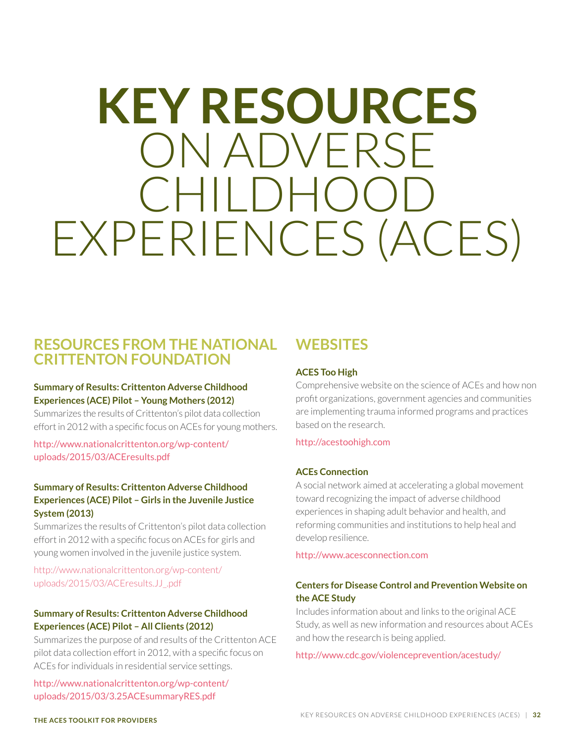# KEY RESOURCES ON ADVERSE CHILDHOOD EXPERIENCES (ACES)

## RESOURCES FROM THE NATIONAL CRITTENTON FOUNDATION

**Summary of Results: Crittenton Adverse Childhood Experiences (ACE) Pilot – Young Mothers (2012)**

Summarizes the results of Crittenton's pilot data collection effort in 2012 with a specific focus on ACEs for young mothers.

http://www.nationalcrittenton.org/wp-content/uploads/2015/03/ACEresults.pdf

**Summary of Results: Crittenton Adverse Childhood Experiences (ACE) Pilot – Girls in the Juvenile Justice System (2013)**

Summarizes the results of Crittenton's pilot data collection effort in 2012 with a specific focus on ACEs for girls and young women involved in the juvenile justice system.

http://www.nationalcrittenton.org/wp-content/uploads/2015/03/ACEresults.JJ_.pdf

**Summary of Results: Crittenton Adverse Childhood Experiences (ACE) Pilot – All Clients (2012)**

Summarizes the purpose of and results of the Crittenton ACE pilot data collection effort in 2012, with a specific focus on ACEs for individuals in residential service settings.

http://www.nationalcrittenton.org/wp-content/uploads/2015/03/3.25ACEsummaryRES.pdf

## WEBSITES

**ACES Too High**

Comprehensive website on the science of ACEs and how non profit organizations, government agencies and communities are implementing trauma informed programs and practices based on the research.

http://acestoohigh.com

**ACEs Connection**

A social network aimed at accelerating a global movement toward recognizing the impact of adverse childhood experiences in shaping adult behavior and health, and reforming communities and institutions to help heal and develop resilience.

http://www.acesconnection.com

**Centers for Disease Control and Prevention Website on the ACE Study**

Includes information about and links to the original ACE Study, as well as new information and resources about ACEs and how the research is being applied.

http://www.cdc.gov/violenceprevention/acestudy/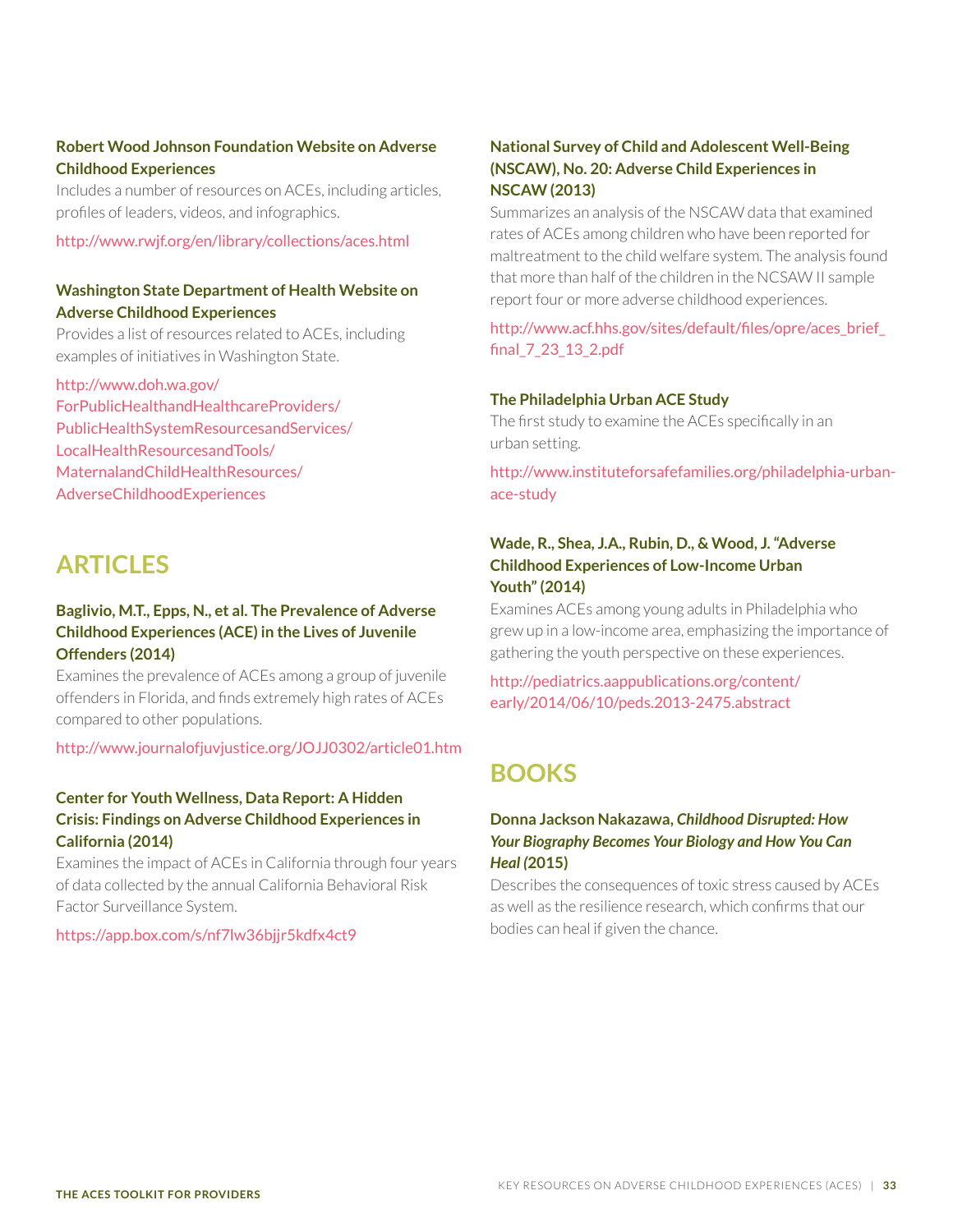**Robert Wood Johnson Foundation Website on Adverse Childhood Experiences**

Includes a number of resources on ACEs, including articles, profiles of leaders, videos, and infographics.

http://www.rwjf.org/en/library/collections/aces.html

**Washington State Department of Health Website on Adverse Childhood Experiences**

Provides a list of resources related to ACEs, including examples of initiatives in Washington State.

http://www.doh.wa.gov/ForPublicHealthandHealthcareProviders/PublicHealthSystemResourcesandServices/LocalHealthResourcesandTools/MaternalandChildHealthResources/AdverseChildhoodExperiences

## ARTICLES

**Baglivio, M.T., Epps, N., et al. The Prevalence of Adverse Childhood Experiences (ACE) in the Lives of Juvenile Offenders (2014)**

Examines the prevalence of ACEs among a group of juvenile offenders in Florida, and finds extremely high rates of ACEs compared to other populations.

http://www.journalofjuvjustice.org/JOJJ0302/article01.htm

**Center for Youth Wellness, Data Report: A Hidden Crisis: Findings on Adverse Childhood Experiences in California (2014)**

Examines the impact of ACEs in California through four years of data collected by the annual California Behavioral Risk Factor Surveillance System.

https://app.box.com/s/nf7lw36bjjr5kdfx4ct9

**National Survey of Child and Adolescent Well-Being (NSCAW), No. 20: Adverse Child Experiences in NSCAW (2013)**

Summarizes an analysis of the NSCAW data that examined rates of ACEs among children who have been reported for maltreatment to the child welfare system. The analysis found that more than half of the children in the NCSAW II sample report four or more adverse childhood experiences.

http://www.acf.hhs.gov/sites/default/files/opre/aces_brief_final_7_23_13_2.pdf

**The Philadelphia Urban ACE Study**

The first study to examine the ACEs specifically in an urban setting.

http://www.instituteforsafefamilies.org/philadelphia-urban-ace-study

**Wade, R., Shea, J.A., Rubin, D., & Wood, J. "Adverse Childhood Experiences of Low-Income Urban Youth" (2014)**

Examines ACEs among young adults in Philadelphia who grew up in a low-income area, emphasizing the importance of gathering the youth perspective on these experiences.

http://pediatrics.aappublications.org/content/early/2014/06/10/peds.2013-2475.abstract

## BOOKS

**Donna Jackson Nakazawa, *Childhood Disrupted: How Your Biography Becomes Your Biology and How You Can Heal* (2015)**

Describes the consequences of toxic stress caused by ACEs as well as the resilience research, which confirms that our bodies can heal if given the chance.